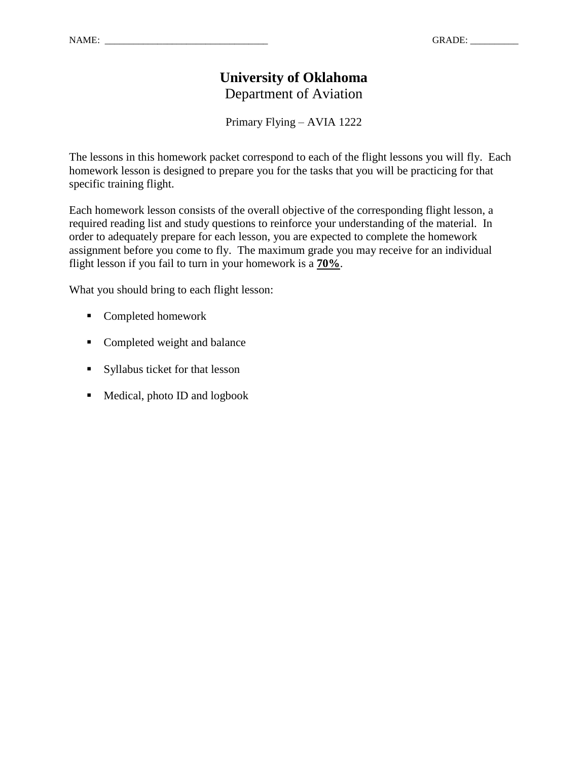NAME: ________________________________ GRADE: __________

# University of Oklahoma

## Department of Aviation

Primary Flying – AVIA 1222

The lessons in this homework packet correspond to each of the flight lessons you will fly. Each homework lesson is designed to prepare you for the tasks that you will be practicing for that specific training flight.

Each homework lesson consists of the overall objective of the corresponding flight lesson, a required reading list and study questions to reinforce your understanding of the material. In order to adequately prepare for each lesson, you are expected to complete the homework assignment before you come to fly. The maximum grade you may receive for an individual flight lesson if you fail to turn in your homework is a **70%**.

What you should bring to each flight lesson:

- Completed homework
- Completed weight and balance
- Syllabus ticket for that lesson
- Medical, photo ID and logbook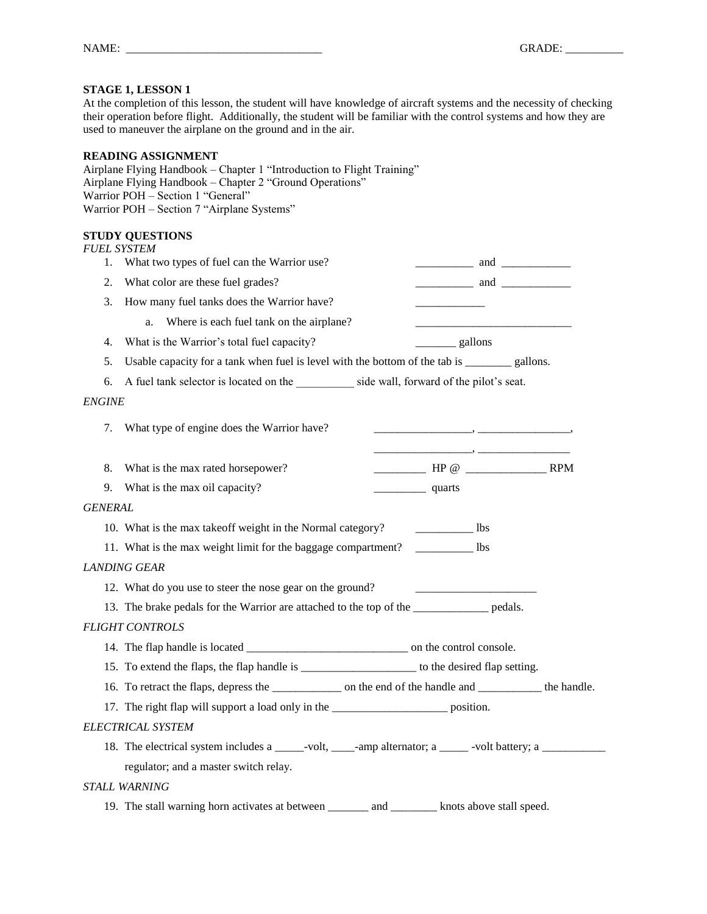NAME: _________________________________ GRADE: __________

**STAGE 1, LESSON 1**

At the completion of this lesson, the student will have knowledge of aircraft systems and the necessity of checking their operation before flight. Additionally, the student will be familiar with the control systems and how they are used to maneuver the airplane on the ground and in the air.

**READING ASSIGNMENT**

Airplane Flying Handbook – Chapter 1 "Introduction to Flight Training"
Airplane Flying Handbook – Chapter 2 "Ground Operations"
Warrior POH – Section 1 "General"
Warrior POH – Section 7 "Airplane Systems"

**STUDY QUESTIONS**

*FUEL SYSTEM*

1. What two types of fuel can the Warrior use? __________ and ____________
2. What color are these fuel grades? __________ and ____________
3. How many fuel tanks does the Warrior have? ____________
   a. Where is each fuel tank on the airplane? ___________________________
4. What is the Warrior's total fuel capacity? _______ gallons
5. Usable capacity for a tank when fuel is level with the bottom of the tab is ________ gallons.
6. A fuel tank selector is located on the __________ side wall, forward of the pilot's seat.

*ENGINE*

7. What type of engine does the Warrior have? _________________, ________________, _________________, ________________
8. What is the max rated horsepower? _________ HP @ ______________ RPM
9. What is the max oil capacity? _________ quarts

*GENERAL*

10. What is the max takeoff weight in the Normal category? __________ lbs
11. What is the max weight limit for the baggage compartment? __________ lbs

*LANDING GEAR*

12. What do you use to steer the nose gear on the ground? _____________________
13. The brake pedals for the Warrior are attached to the top of the _____________ pedals.

*FLIGHT CONTROLS*

14. The flap handle is located ____________________________ on the control console.
15. To extend the flaps, the flap handle is ____________________ to the desired flap setting.
16. To retract the flaps, depress the ____________ on the end of the handle and ___________ the handle.
17. The right flap will support a load only in the ____________________ position.

*ELECTRICAL SYSTEM*

18. The electrical system includes a _____-volt, ____-amp alternator; a _____ -volt battery; a ___________ regulator; and a master switch relay.

*STALL WARNING*

19. The stall warning horn activates at between _______ and ________ knots above stall speed.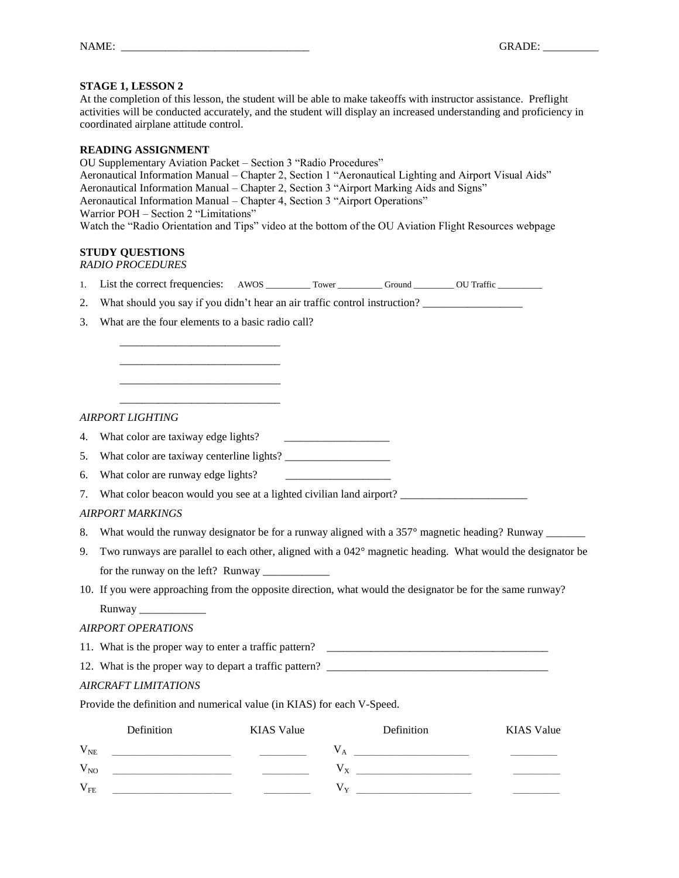NAME: _________________________________ GRADE: __________

**STAGE 1, LESSON 2**

At the completion of this lesson, the student will be able to make takeoffs with instructor assistance. Preflight activities will be conducted accurately, and the student will display an increased understanding and proficiency in coordinated airplane attitude control.

**READING ASSIGNMENT**

OU Supplementary Aviation Packet – Section 3 "Radio Procedures"
Aeronautical Information Manual – Chapter 2, Section 1 "Aeronautical Lighting and Airport Visual Aids"
Aeronautical Information Manual – Chapter 2, Section 3 "Airport Marking Aids and Signs"
Aeronautical Information Manual – Chapter 4, Section 3 "Airport Operations"
Warrior POH – Section 2 "Limitations"
Watch the "Radio Orientation and Tips" video at the bottom of the OU Aviation Flight Resources webpage

**STUDY QUESTIONS**

*RADIO PROCEDURES*

1. List the correct frequencies: AWOS _________ Tower _________ Ground ________ OU Traffic _________
2. What should you say if you didn't hear an air traffic control instruction? __________________
3. What are the four elements to a basic radio call?

 _____________________________

 _____________________________

 _____________________________

 _____________________________

*AIRPORT LIGHTING*

4. What color are taxiway edge lights? ___________________
5. What color are taxiway centerline lights? ___________________
6. What color are runway edge lights? ___________________
7. What color beacon would you see at a lighted civilian land airport? _______________________

*AIRPORT MARKINGS*

8. What would the runway designator be for a runway aligned with a 357° magnetic heading? Runway _______
9. Two runways are parallel to each other, aligned with a 042° magnetic heading. What would the designator be for the runway on the left? Runway ____________
10. If you were approaching from the opposite direction, what would the designator be for the same runway? Runway ____________

*AIRPORT OPERATIONS*

11. What is the proper way to enter a traffic pattern? _________________________________________
12. What is the proper way to depart a traffic pattern? _________________________________________

*AIRCRAFT LIMITATIONS*

Provide the definition and numerical value (in KIAS) for each V-Speed.

| | Definition | KIAS Value | | Definition | KIAS Value |
|---|---|---|---|---|---|
| $V_{NE}$ | ______________________ | _________ | $V_A$ | ______________________ | _________ |
| $V_{NO}$ | ______________________ | _________ | $V_X$ | ______________________ | _________ |
| $V_{FE}$ | ______________________ | _________ | $V_Y$ | ______________________ | _________ |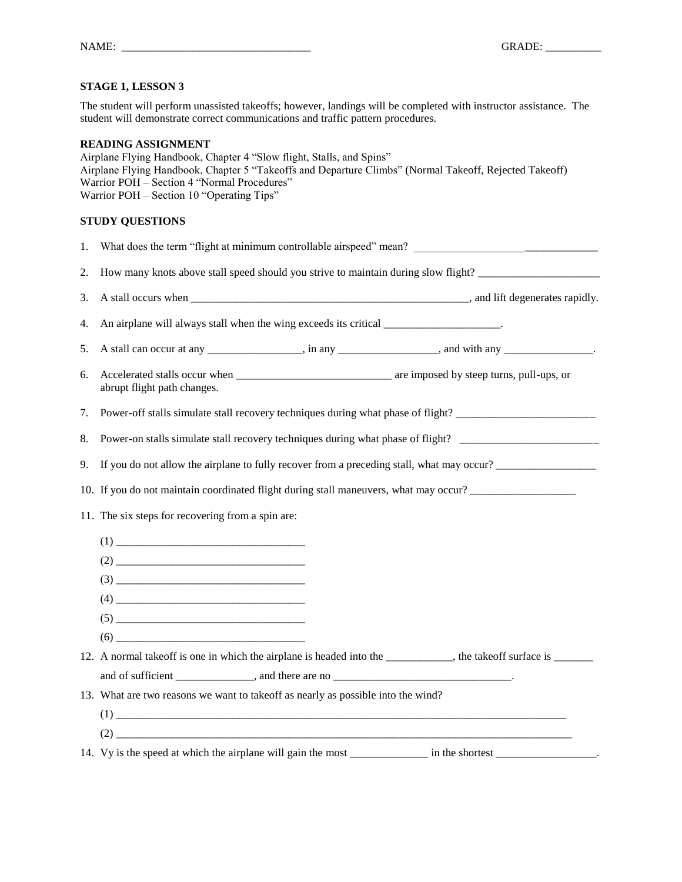NAME: _________________________________ GRADE: __________

**STAGE 1, LESSON 3**

The student will perform unassisted takeoffs; however, landings will be completed with instructor assistance. The student will demonstrate correct communications and traffic pattern procedures.

**READING ASSIGNMENT**

Airplane Flying Handbook, Chapter 4 "Slow flight, Stalls, and Spins"
Airplane Flying Handbook, Chapter 5 "Takeoffs and Departure Climbs" (Normal Takeoff, Rejected Takeoff)
Warrior POH – Section 4 "Normal Procedures"
Warrior POH – Section 10 "Operating Tips"

**STUDY QUESTIONS**

1. What does the term "flight at minimum controllable airspeed" mean? _________________________________
2. How many knots above stall speed should you strive to maintain during slow flight? ______________________
3. A stall occurs when ___________________________________________________, and lift degenerates rapidly.
4. An airplane will always stall when the wing exceeds its critical _____________________.
5. A stall can occur at any _________________, in any __________________, and with any ________________.
6. Accelerated stalls occur when ____________________________ are imposed by steep turns, pull-ups, or abrupt flight path changes.
7. Power-off stalls simulate stall recovery techniques during what phase of flight? _________________________
8. Power-on stalls simulate stall recovery techniques during what phase of flight? _________________________
9. If you do not allow the airplane to fully recover from a preceding stall, what may occur? __________________
10. If you do not maintain coordinated flight during stall maneuvers, what may occur? ___________________
11. The six steps for recovering from a spin are:

    (1) __________________________________
    (2) __________________________________
    (3) __________________________________
    (4) __________________________________
    (5) __________________________________
    (6) __________________________________

12. A normal takeoff is one in which the airplane is headed into the ____________, the takeoff surface is _______ and of sufficient ______________, and there are no ________________________________.
13. What are two reasons we want to takeoff as nearly as possible into the wind?

    (1) ________________________________________________________________________________________
    (2) ________________________________________________________________________________________

14. Vy is the speed at which the airplane will gain the most ______________ in the shortest __________________.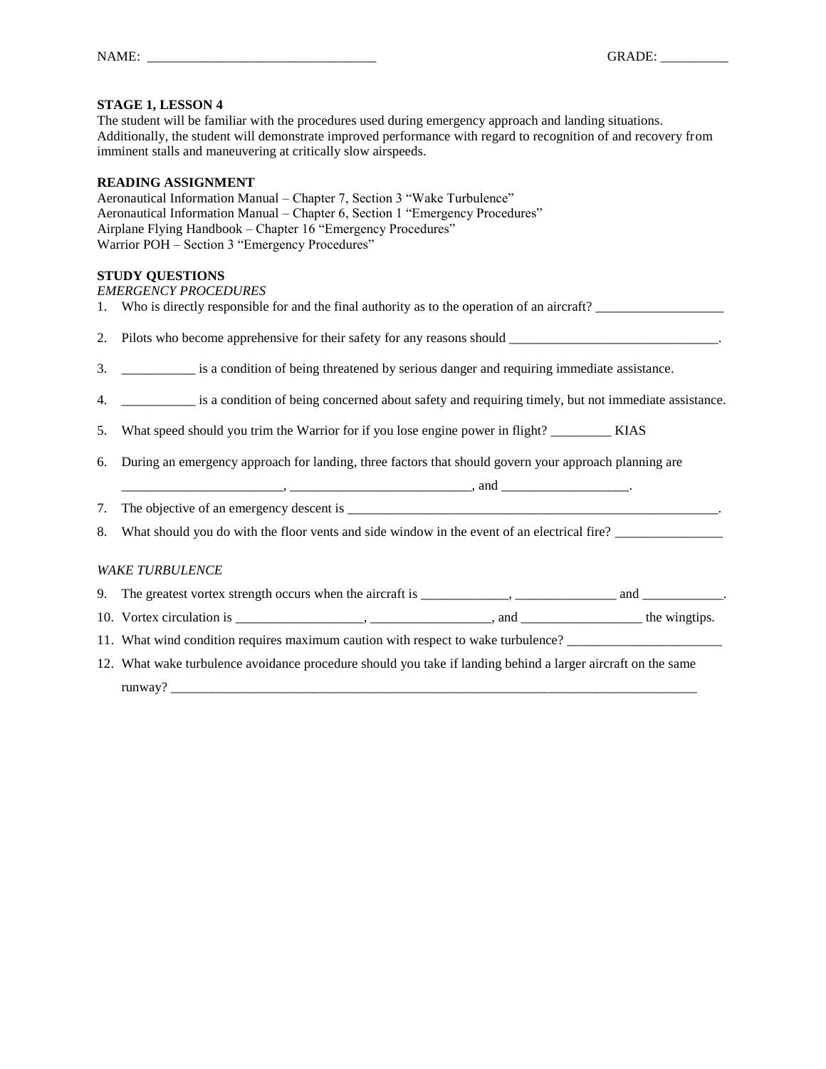NAME: _________________________________ GRADE: __________

**STAGE 1, LESSON 4**

The student will be familiar with the procedures used during emergency approach and landing situations. Additionally, the student will demonstrate improved performance with regard to recognition of and recovery from imminent stalls and maneuvering at critically slow airspeeds.

**READING ASSIGNMENT**

Aeronautical Information Manual – Chapter 7, Section 3 "Wake Turbulence"
Aeronautical Information Manual – Chapter 6, Section 1 "Emergency Procedures"
Airplane Flying Handbook – Chapter 16 "Emergency Procedures"
Warrior POH – Section 3 "Emergency Procedures"

**STUDY QUESTIONS**

*EMERGENCY PROCEDURES*

1. Who is directly responsible for and the final authority as to the operation of an aircraft? ___________________
2. Pilots who become apprehensive for their safety for any reasons should _______________________________.
3. ___________ is a condition of being threatened by serious danger and requiring immediate assistance.
4. ___________ is a condition of being concerned about safety and requiring timely, but not immediate assistance.
5. What speed should you trim the Warrior for if you lose engine power in flight? _________ KIAS
6. During an emergency approach for landing, three factors that should govern your approach planning are _______________________, __________________________, and __________________.
7. The objective of an emergency descent is _________________________________________________________.
8. What should you do with the floor vents and side window in the event of an electrical fire? ________________

*WAKE TURBULENCE*

9. The greatest vortex strength occurs when the aircraft is _____________, _______________ and ____________.
10. Vortex circulation is ___________________, __________________, and _________________ the wingtips.
11. What wind condition requires maximum caution with respect to wake turbulence? _______________________
12. What wake turbulence avoidance procedure should you take if landing behind a larger aircraft on the same runway? _____________________________________________________________________________________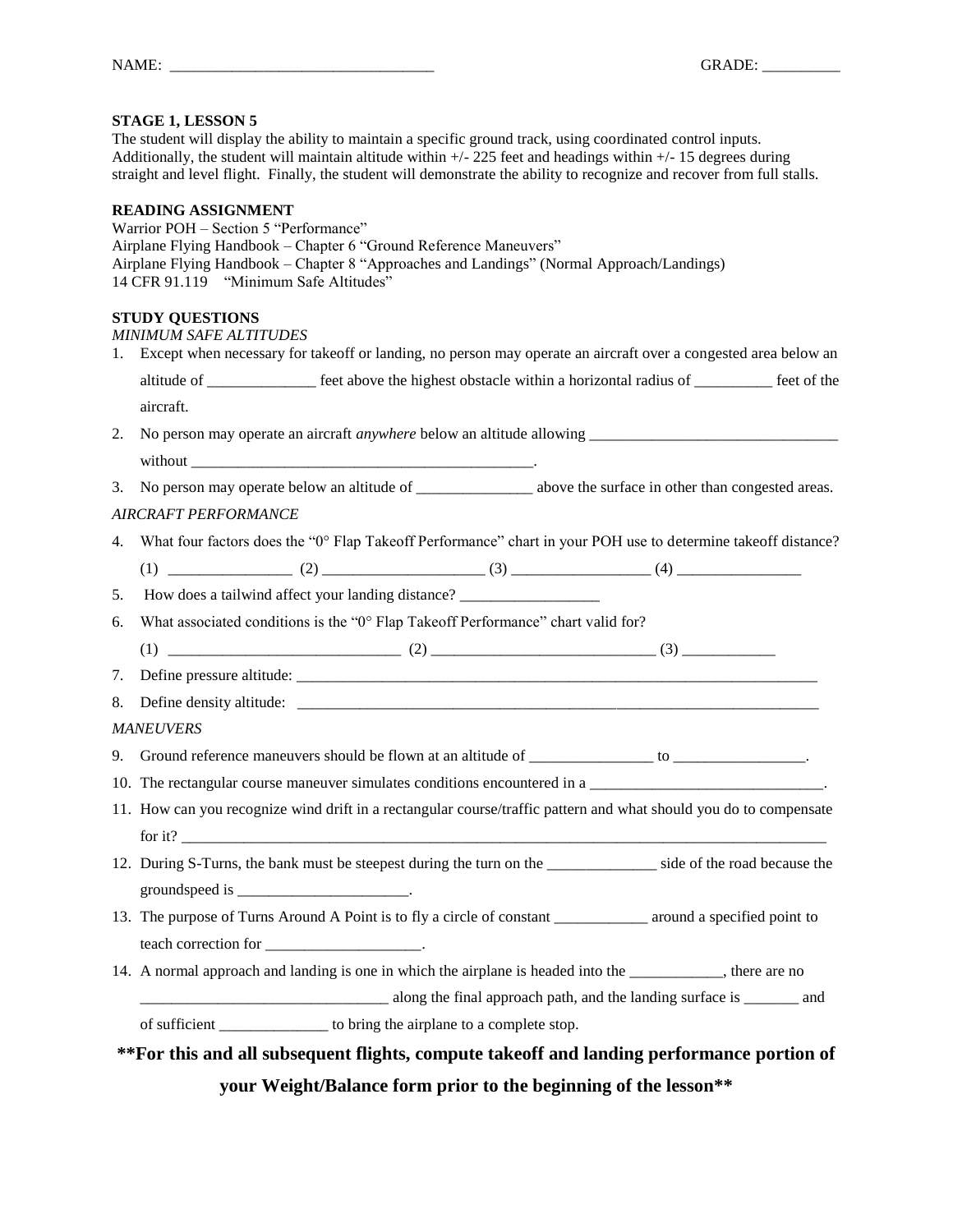NAME: _________________________________ GRADE: __________

**STAGE 1, LESSON 5**

The student will display the ability to maintain a specific ground track, using coordinated control inputs. Additionally, the student will maintain altitude within +/- 225 feet and headings within +/- 15 degrees during straight and level flight. Finally, the student will demonstrate the ability to recognize and recover from full stalls.

**READING ASSIGNMENT**

Warrior POH – Section 5 "Performance"
Airplane Flying Handbook – Chapter 6 "Ground Reference Maneuvers"
Airplane Flying Handbook – Chapter 8 "Approaches and Landings" (Normal Approach/Landings)
14 CFR 91.119 "Minimum Safe Altitudes"

**STUDY QUESTIONS**

*MINIMUM SAFE ALTITUDES*

1. Except when necessary for takeoff or landing, no person may operate an aircraft over a congested area below an altitude of ______________ feet above the highest obstacle within a horizontal radius of __________ feet of the aircraft.
2. No person may operate an aircraft *anywhere* below an altitude allowing ________________________________ without _____________________________________________.
3. No person may operate below an altitude of _______________ above the surface in other than congested areas.

*AIRCRAFT PERFORMANCE*

4. What four factors does the "0° Flap Takeoff Performance" chart in your POH use to determine takeoff distance?
   (1) ________________ (2) _____________________ (3) __________________ (4) ________________
5. How does a tailwind affect your landing distance? __________________
6. What associated conditions is the "0° Flap Takeoff Performance" chart valid for?
   (1) ______________________________ (2) _____________________________ (3) ____________
7. Define pressure altitude: _________________________________________________________________________
8. Define density altitude: _________________________________________________________________________

*MANEUVERS*

9. Ground reference maneuvers should be flown at an altitude of ________________ to _________________.
10. The rectangular course maneuver simulates conditions encountered in a ______________________________.
11. How can you recognize wind drift in a rectangular course/traffic pattern and what should you do to compensate for it? ___________________________________________________________________________________________
12. During S-Turns, the bank must be steepest during the turn on the ______________ side of the road because the groundspeed is ______________________.
13. The purpose of Turns Around A Point is to fly a circle of constant ____________ around a specified point to teach correction for ____________________.
14. A normal approach and landing is one in which the airplane is headed into the ____________, there are no ________________________________ along the final approach path, and the landing surface is _______ and of sufficient ______________ to bring the airplane to a complete stop.

**\*\*For this and all subsequent flights, compute takeoff and landing performance portion of your Weight/Balance form prior to the beginning of the lesson\*\***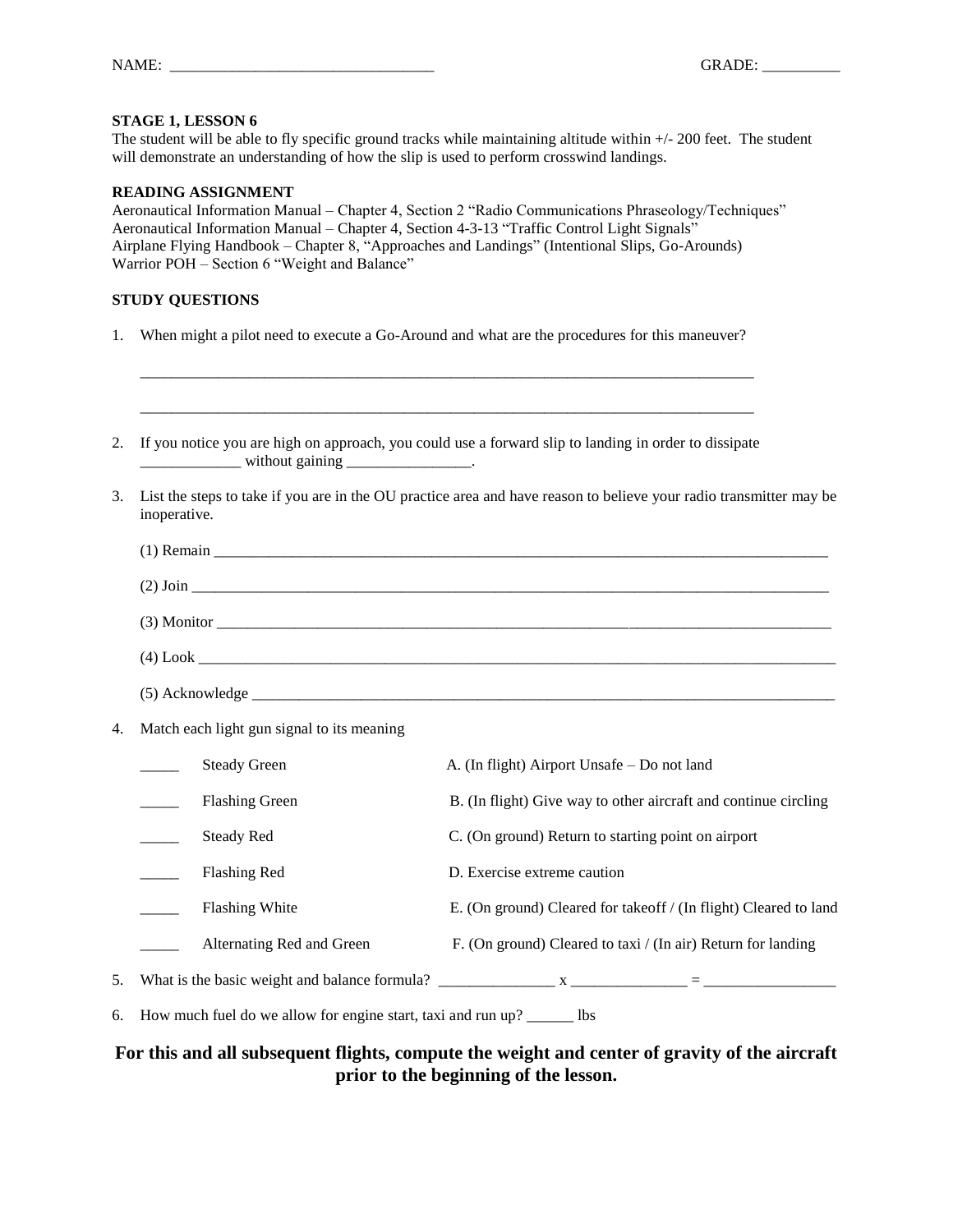NAME: ________________________________ GRADE: __________

**STAGE 1, LESSON 6**

The student will be able to fly specific ground tracks while maintaining altitude within +/- 200 feet. The student will demonstrate an understanding of how the slip is used to perform crosswind landings.

**READING ASSIGNMENT**

Aeronautical Information Manual – Chapter 4, Section 2 "Radio Communications Phraseology/Techniques"
Aeronautical Information Manual – Chapter 4, Section 4-3-13 "Traffic Control Light Signals"
Airplane Flying Handbook – Chapter 8, "Approaches and Landings" (Intentional Slips, Go-Arounds)
Warrior POH – Section 6 "Weight and Balance"

**STUDY QUESTIONS**

1. When might a pilot need to execute a Go-Around and what are the procedures for this maneuver?

   ________________________________________________________________________________

   ________________________________________________________________________________

2. If you notice you are high on approach, you could use a forward slip to landing in order to dissipate ____________ without gaining _______________.

3. List the steps to take if you are in the OU practice area and have reason to believe your radio transmitter may be inoperative.

   (1) Remain ________________________________________________________________________________

   (2) Join ________________________________________________________________________________

   (3) Monitor ________________________________________________________________________________

   (4) Look ________________________________________________________________________________

   (5) Acknowledge ________________________________________________________________________________

4. Match each light gun signal to its meaning

| | | |
|---|---|---|
| _____ | Steady Green | A. (In flight) Airport Unsafe – Do not land |
| _____ | Flashing Green | B. (In flight) Give way to other aircraft and continue circling |
| _____ | Steady Red | C. (On ground) Return to starting point on airport |
| _____ | Flashing Red | D. Exercise extreme caution |
| _____ | Flashing White | E. (On ground) Cleared for takeoff / (In flight) Cleared to land |
| _____ | Alternating Red and Green | F. (On ground) Cleared to taxi / (In air) Return for landing |

5. What is the basic weight and balance formula? ______________ x ______________ = ________________

6. How much fuel do we allow for engine start, taxi and run up? ______ lbs

**For this and all subsequent flights, compute the weight and center of gravity of the aircraft prior to the beginning of the lesson.**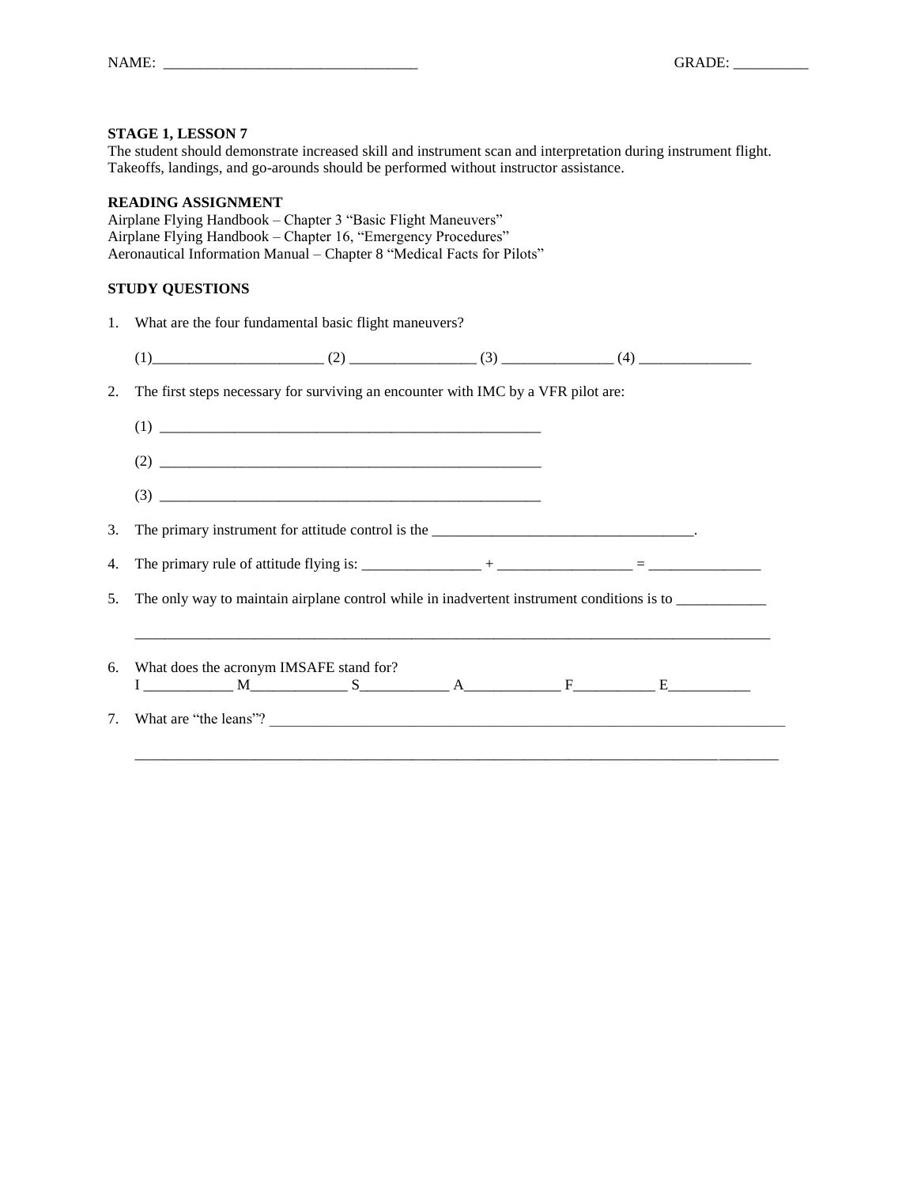NAME: ________________________________ GRADE: __________

**STAGE 1, LESSON 7**
The student should demonstrate increased skill and instrument scan and interpretation during instrument flight. Takeoffs, landings, and go-arounds should be performed without instructor assistance.

**READING ASSIGNMENT**
Airplane Flying Handbook – Chapter 3 "Basic Flight Maneuvers"
Airplane Flying Handbook – Chapter 16, "Emergency Procedures"
Aeronautical Information Manual – Chapter 8 "Medical Facts for Pilots"

**STUDY QUESTIONS**

1. What are the four fundamental basic flight maneuvers?

   (1)______________________ (2) ________________ (3) _______________ (4) _______________

2. The first steps necessary for surviving an encounter with IMC by a VFR pilot are:

   (1) ____________________________________________________

   (2) ____________________________________________________

   (3) ____________________________________________________

3. The primary instrument for attitude control is the __________________________________.

4. The primary rule of attitude flying is: ________________ + _________________ = _______________

5. The only way to maintain airplane control while in inadvertent instrument conditions is to ____________

   ________________________________________________________________________________________

6. What does the acronym IMSAFE stand for?
   I ____________ M_____________ S____________ A_____________ F___________ E___________

7. What are "the leans"? ________________________________________________________________________

   ________________________________________________________________________________________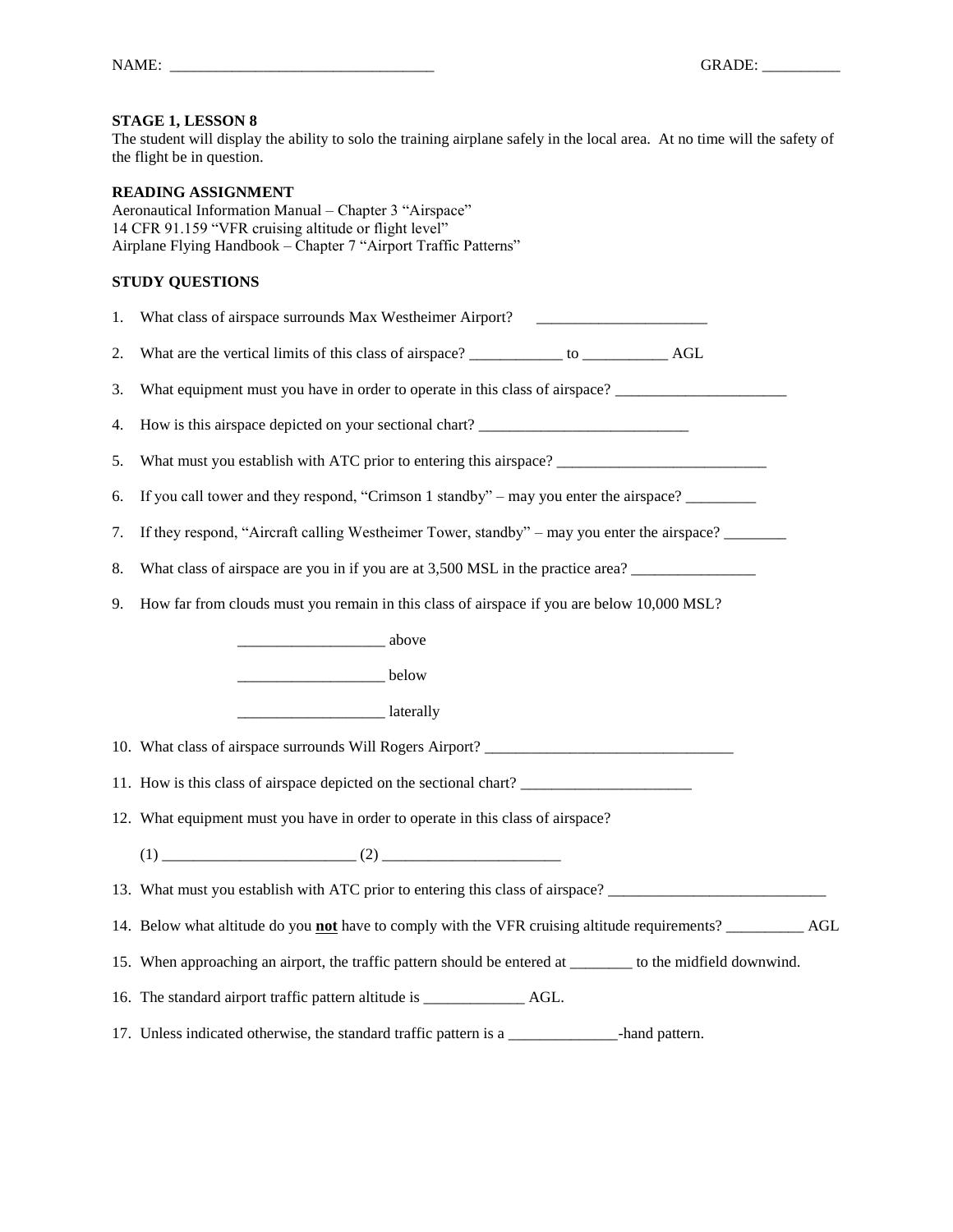NAME: ________________________________ GRADE: __________

**STAGE 1, LESSON 8**

The student will display the ability to solo the training airplane safely in the local area. At no time will the safety of the flight be in question.

**READING ASSIGNMENT**

Aeronautical Information Manual – Chapter 3 "Airspace"
14 CFR 91.159 "VFR cruising altitude or flight level"
Airplane Flying Handbook – Chapter 7 "Airport Traffic Patterns"

**STUDY QUESTIONS**

1. What class of airspace surrounds Max Westheimer Airport? ______________________
2. What are the vertical limits of this class of airspace? ____________ to ___________ AGL
3. What equipment must you have in order to operate in this class of airspace? ______________________
4. How is this airspace depicted on your sectional chart? ___________________________
5. What must you establish with ATC prior to entering this airspace? ___________________________
6. If you call tower and they respond, "Crimson 1 standby" – may you enter the airspace? _________
7. If they respond, "Aircraft calling Westheimer Tower, standby" – may you enter the airspace? ________
8. What class of airspace are you in if you are at 3,500 MSL in the practice area? ________________
9. How far from clouds must you remain in this class of airspace if you are below 10,000 MSL?

   ___________________ above

   ___________________ below

   ___________________ laterally

10. What class of airspace surrounds Will Rogers Airport? ________________________________
11. How is this class of airspace depicted on the sectional chart? ______________________
12. What equipment must you have in order to operate in this class of airspace?

    (1) _________________________ (2) _______________________

13. What must you establish with ATC prior to entering this class of airspace? ____________________________
14. Below what altitude do you **not** have to comply with the VFR cruising altitude requirements? __________ AGL
15. When approaching an airport, the traffic pattern should be entered at ________ to the midfield downwind.
16. The standard airport traffic pattern altitude is _____________ AGL.
17. Unless indicated otherwise, the standard traffic pattern is a ______________-hand pattern.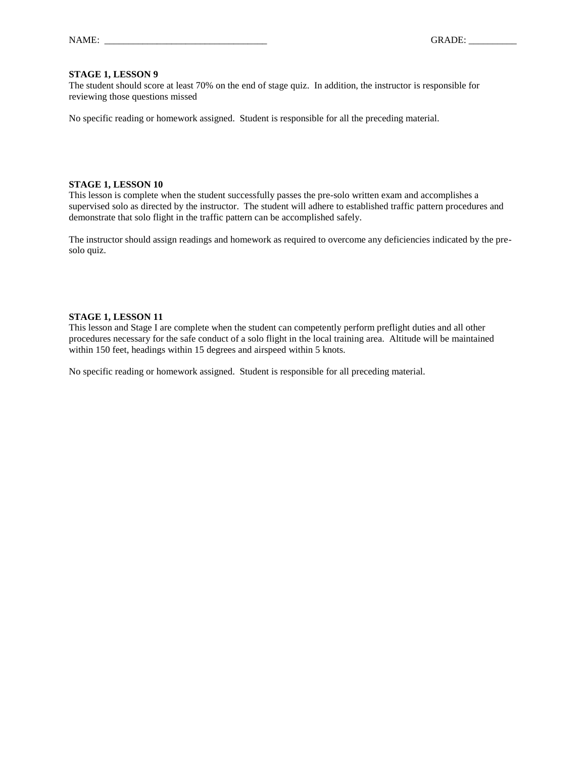NAME: \_\_\_\_\_\_\_\_\_\_\_\_\_\_\_\_\_\_\_\_\_\_\_\_\_\_\_\_\_\_\_\_\_\_ GRADE: \_\_\_\_\_\_\_\_\_\_

**STAGE 1, LESSON 9**

The student should score at least 70% on the end of stage quiz. In addition, the instructor is responsible for reviewing those questions missed

No specific reading or homework assigned. Student is responsible for all the preceding material.

**STAGE 1, LESSON 10**

This lesson is complete when the student successfully passes the pre-solo written exam and accomplishes a supervised solo as directed by the instructor. The student will adhere to established traffic pattern procedures and demonstrate that solo flight in the traffic pattern can be accomplished safely.

The instructor should assign readings and homework as required to overcome any deficiencies indicated by the pre-solo quiz.

**STAGE 1, LESSON 11**

This lesson and Stage I are complete when the student can competently perform preflight duties and all other procedures necessary for the safe conduct of a solo flight in the local training area. Altitude will be maintained within 150 feet, headings within 15 degrees and airspeed within 5 knots.

No specific reading or homework assigned. Student is responsible for all preceding material.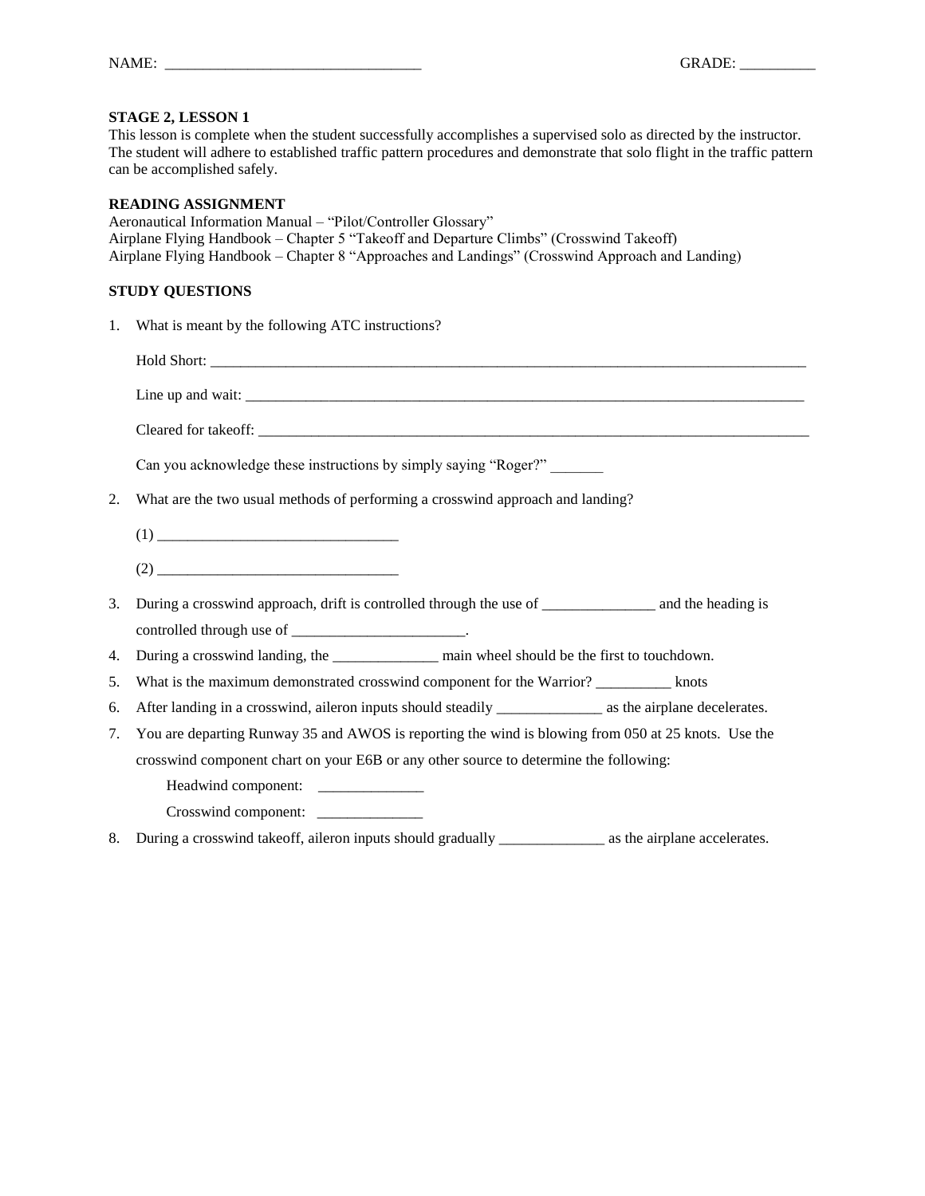NAME: _________________________________ GRADE: __________

**STAGE 2, LESSON 1**

This lesson is complete when the student successfully accomplishes a supervised solo as directed by the instructor. The student will adhere to established traffic pattern procedures and demonstrate that solo flight in the traffic pattern can be accomplished safely.

**READING ASSIGNMENT**

Aeronautical Information Manual – "Pilot/Controller Glossary"
Airplane Flying Handbook – Chapter 5 "Takeoff and Departure Climbs" (Crosswind Takeoff)
Airplane Flying Handbook – Chapter 8 "Approaches and Landings" (Crosswind Approach and Landing)

**STUDY QUESTIONS**

1. What is meant by the following ATC instructions?

   Hold Short: ____________________________________________________________________________________

   Line up and wait: _______________________________________________________________________________

   Cleared for takeoff: _____________________________________________________________________________

   Can you acknowledge these instructions by simply saying "Roger?" _______

2. What are the two usual methods of performing a crosswind approach and landing?

   (1) ________________________________

   (2) ________________________________

3. During a crosswind approach, drift is controlled through the use of _______________ and the heading is controlled through use of _______________________.
4. During a crosswind landing, the ______________ main wheel should be the first to touchdown.
5. What is the maximum demonstrated crosswind component for the Warrior? __________ knots
6. After landing in a crosswind, aileron inputs should steadily ______________ as the airplane decelerates.
7. You are departing Runway 35 and AWOS is reporting the wind is blowing from 050 at 25 knots. Use the crosswind component chart on your E6B or any other source to determine the following:

   Headwind component: ______________

   Crosswind component: ______________

8. During a crosswind takeoff, aileron inputs should gradually ______________ as the airplane accelerates.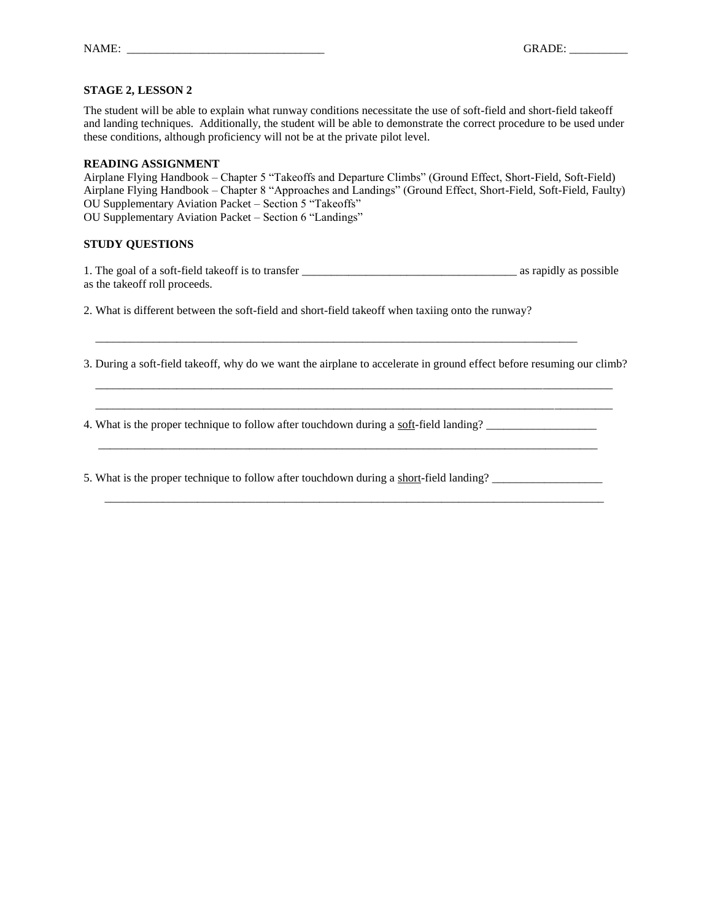NAME: ________________________________ GRADE: __________

**STAGE 2, LESSON 2**

The student will be able to explain what runway conditions necessitate the use of soft-field and short-field takeoff and landing techniques. Additionally, the student will be able to demonstrate the correct procedure to be used under these conditions, although proficiency will not be at the private pilot level.

**READING ASSIGNMENT**

Airplane Flying Handbook – Chapter 5 "Takeoffs and Departure Climbs" (Ground Effect, Short-Field, Soft-Field)
Airplane Flying Handbook – Chapter 8 "Approaches and Landings" (Ground Effect, Short-Field, Soft-Field, Faulty)
OU Supplementary Aviation Packet – Section 5 "Takeoffs"
OU Supplementary Aviation Packet – Section 6 "Landings"

**STUDY QUESTIONS**

1. The goal of a soft-field takeoff is to transfer ____________________________________ as rapidly as possible as the takeoff roll proceeds.

2. What is different between the soft-field and short-field takeoff when taxiing onto the runway?

_________________________________________________________________________________

3. During a soft-field takeoff, why do we want the airplane to accelerate in ground effect before resuming our climb?

_________________________________________________________________________________

_________________________________________________________________________________

4. What is the proper technique to follow after touchdown during a <u>soft</u>-field landing? ___________________

_________________________________________________________________________________

5. What is the proper technique to follow after touchdown during a <u>short</u>-field landing? ___________________

_________________________________________________________________________________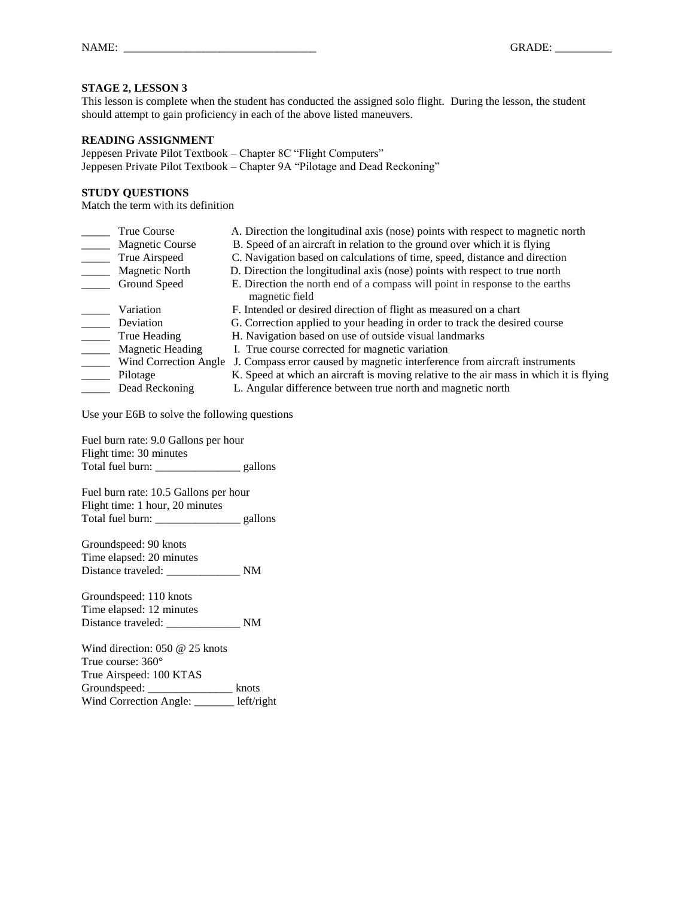NAME: ________________________________ GRADE: __________

**STAGE 2, LESSON 3**

This lesson is complete when the student has conducted the assigned solo flight. During the lesson, the student should attempt to gain proficiency in each of the above listed maneuvers.

**READING ASSIGNMENT**

Jeppesen Private Pilot Textbook – Chapter 8C "Flight Computers"
Jeppesen Private Pilot Textbook – Chapter 9A "Pilotage and Dead Reckoning"

**STUDY QUESTIONS**

Match the term with its definition

| | Term | Definition |
|---|---|---|
| _____ | True Course | A. Direction the longitudinal axis (nose) points with respect to magnetic north |
| _____ | Magnetic Course | B. Speed of an aircraft in relation to the ground over which it is flying |
| _____ | True Airspeed | C. Navigation based on calculations of time, speed, distance and direction |
| _____ | Magnetic North | D. Direction the longitudinal axis (nose) points with respect to true north |
| _____ | Ground Speed | E. Direction the north end of a compass will point in response to the earths magnetic field |
| _____ | Variation | F. Intended or desired direction of flight as measured on a chart |
| _____ | Deviation | G. Correction applied to your heading in order to track the desired course |
| _____ | True Heading | H. Navigation based on use of outside visual landmarks |
| _____ | Magnetic Heading | I. True course corrected for magnetic variation |
| _____ | Wind Correction Angle | J. Compass error caused by magnetic interference from aircraft instruments |
| _____ | Pilotage | K. Speed at which an aircraft is moving relative to the air mass in which it is flying |
| _____ | Dead Reckoning | L. Angular difference between true north and magnetic north |

Use your E6B to solve the following questions

Fuel burn rate: 9.0 Gallons per hour
Flight time: 30 minutes
Total fuel burn: _______________ gallons

Fuel burn rate: 10.5 Gallons per hour
Flight time: 1 hour, 20 minutes
Total fuel burn: _______________ gallons

Groundspeed: 90 knots
Time elapsed: 20 minutes
Distance traveled: _____________ NM

Groundspeed: 110 knots
Time elapsed: 12 minutes
Distance traveled: _____________ NM

Wind direction: 050 @ 25 knots
True course: 360°
True Airspeed: 100 KTAS
Groundspeed: _______________ knots
Wind Correction Angle: _______ left/right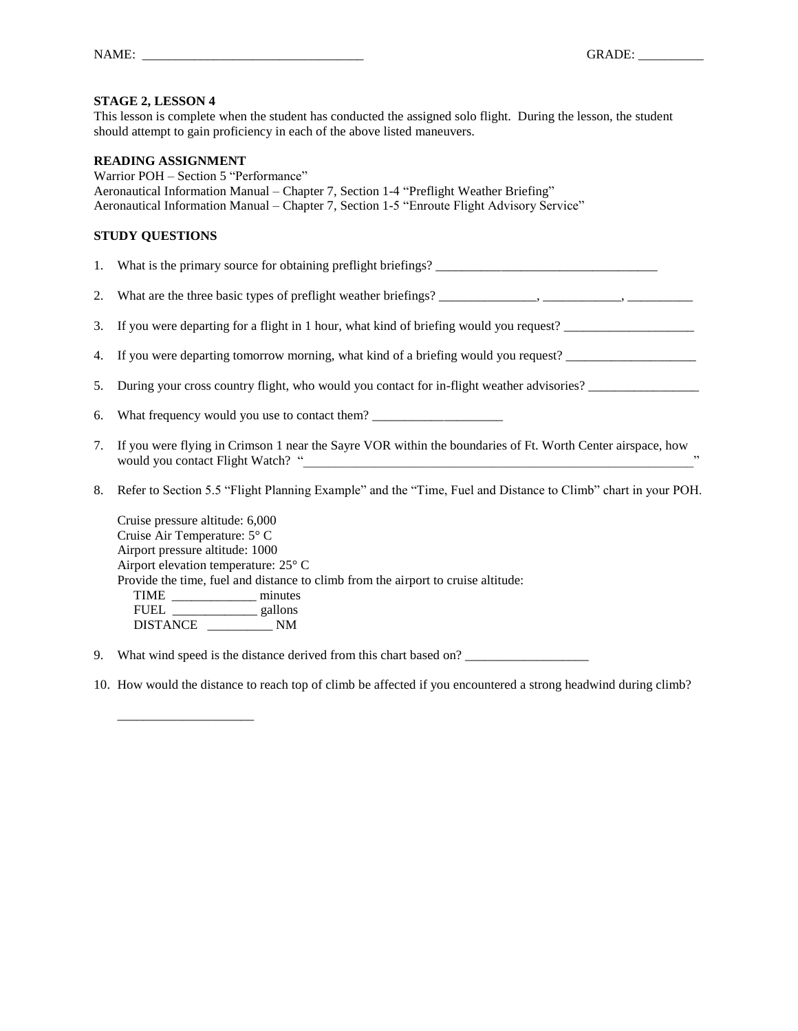NAME: ___________________________________ GRADE: __________

**STAGE 2, LESSON 4**

This lesson is complete when the student has conducted the assigned solo flight. During the lesson, the student should attempt to gain proficiency in each of the above listed maneuvers.

**READING ASSIGNMENT**

Warrior POH – Section 5 "Performance"
Aeronautical Information Manual – Chapter 7, Section 1-4 "Preflight Weather Briefing"
Aeronautical Information Manual – Chapter 7, Section 1-5 "Enroute Flight Advisory Service"

**STUDY QUESTIONS**

1. What is the primary source for obtaining preflight briefings? ___________________________________

2. What are the three basic types of preflight weather briefings? _______________, ____________, __________

3. If you were departing for a flight in 1 hour, what kind of briefing would you request? ____________________

4. If you were departing tomorrow morning, what kind of a briefing would you request? ____________________

5. During your cross country flight, who would you contact for in-flight weather advisories? _________________

6. What frequency would you use to contact them? ____________________

7. If you were flying in Crimson 1 near the Sayre VOR within the boundaries of Ft. Worth Center airspace, how would you contact Flight Watch? "_______________________________________________________________"

8. Refer to Section 5.5 "Flight Planning Example" and the "Time, Fuel and Distance to Climb" chart in your POH.

   Cruise pressure altitude: 6,000
   Cruise Air Temperature: 5° C
   Airport pressure altitude: 1000
   Airport elevation temperature: 25° C
   Provide the time, fuel and distance to climb from the airport to cruise altitude:
   TIME _____________ minutes
   FUEL _____________ gallons
   DISTANCE __________ NM

9. What wind speed is the distance derived from this chart based on? ___________________

10. How would the distance to reach top of climb be affected if you encountered a strong headwind during climb?

    ____________________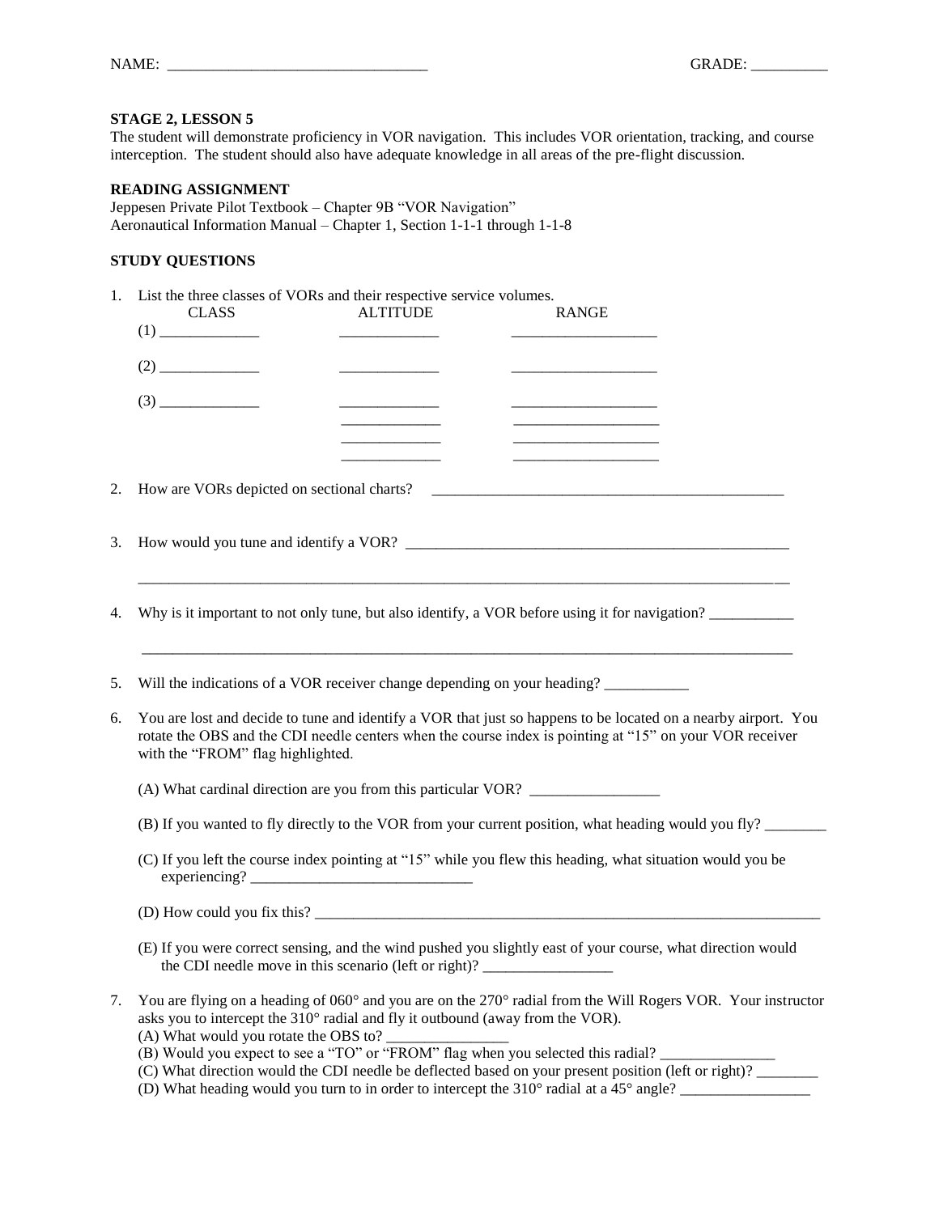NAME: ________________________________ GRADE: __________

**STAGE 2, LESSON 5**

The student will demonstrate proficiency in VOR navigation. This includes VOR orientation, tracking, and course interception. The student should also have adequate knowledge in all areas of the pre-flight discussion.

**READING ASSIGNMENT**

Jeppesen Private Pilot Textbook – Chapter 9B "VOR Navigation"
Aeronautical Information Manual – Chapter 1, Section 1-1-1 through 1-1-8

**STUDY QUESTIONS**

1. List the three classes of VORs and their respective service volumes.

| CLASS | ALTITUDE | RANGE |
| --- | --- | --- |
| (1) _____________ | _____________ | ___________________ |
| (2) _____________ | _____________ | ___________________ |
| (3) _____________ | _____________ | ___________________ |
| | _____________ | ___________________ |
| | _____________ | ___________________ |
| | _____________ | ___________________ |

2. How are VORs depicted on sectional charts? ________________________________________________

3. How would you tune and identify a VOR? ____________________________________________________

   ___________________________________________________________________________________________

4. Why is it important to not only tune, but also identify, a VOR before using it for navigation? ___________

   ___________________________________________________________________________________________

5. Will the indications of a VOR receiver change depending on your heading? ___________

6. You are lost and decide to tune and identify a VOR that just so happens to be located on a nearby airport. You rotate the OBS and the CDI needle centers when the course index is pointing at "15" on your VOR receiver with the "FROM" flag highlighted.

   (A) What cardinal direction are you from this particular VOR? _________________

   (B) If you wanted to fly directly to the VOR from your current position, what heading would you fly? ________

   (C) If you left the course index pointing at "15" while you flew this heading, what situation would you be experiencing? _____________________________

   (D) How could you fix this? ______________________________________________________________________

   (E) If you were correct sensing, and the wind pushed you slightly east of your course, what direction would the CDI needle move in this scenario (left or right)? _________________

7. You are flying on a heading of 060° and you are on the 270° radial from the Will Rogers VOR. Your instructor asks you to intercept the 310° radial and fly it outbound (away from the VOR).
   (A) What would you rotate the OBS to? ________________
   (B) Would you expect to see a "TO" or "FROM" flag when you selected this radial? _______________
   (C) What direction would the CDI needle be deflected based on your present position (left or right)? ________
   (D) What heading would you turn to in order to intercept the 310° radial at a 45° angle? _________________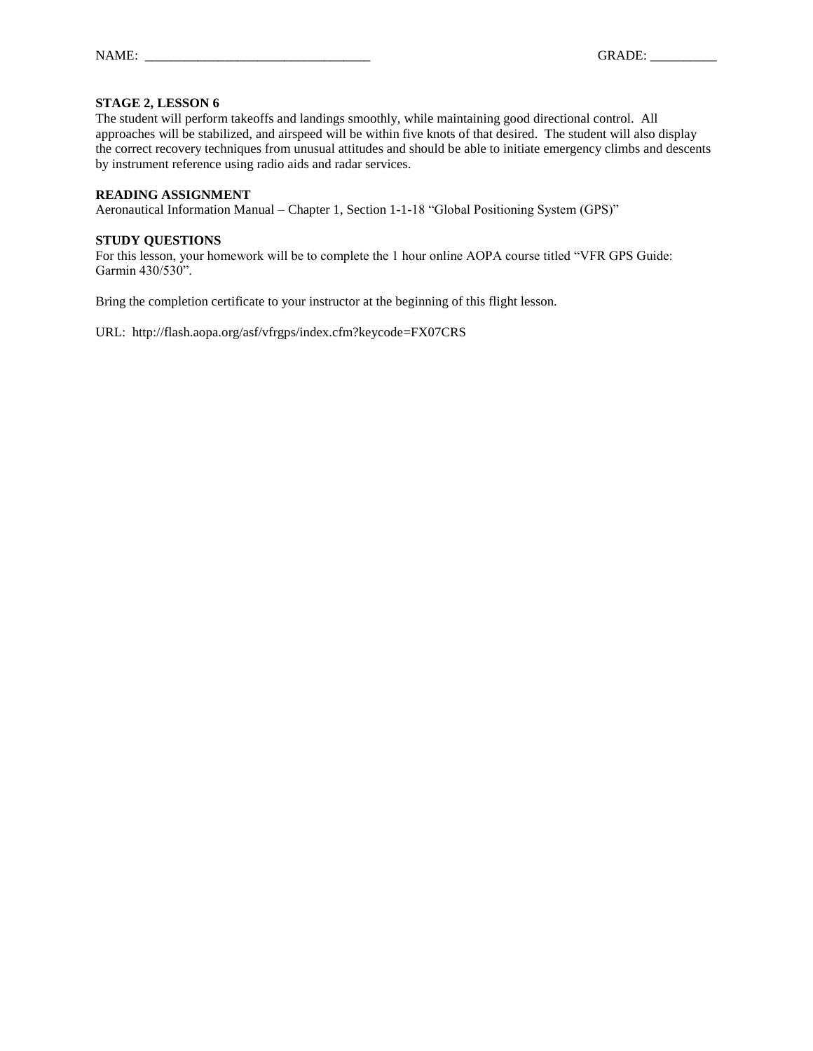NAME: ________________________________ GRADE: __________

**STAGE 2, LESSON 6**

The student will perform takeoffs and landings smoothly, while maintaining good directional control. All approaches will be stabilized, and airspeed will be within five knots of that desired. The student will also display the correct recovery techniques from unusual attitudes and should be able to initiate emergency climbs and descents by instrument reference using radio aids and radar services.

**READING ASSIGNMENT**

Aeronautical Information Manual – Chapter 1, Section 1-1-18 "Global Positioning System (GPS)"

**STUDY QUESTIONS**

For this lesson, your homework will be to complete the 1 hour online AOPA course titled "VFR GPS Guide: Garmin 430/530".

Bring the completion certificate to your instructor at the beginning of this flight lesson.

URL: http://flash.aopa.org/asf/vfrgps/index.cfm?keycode=FX07CRS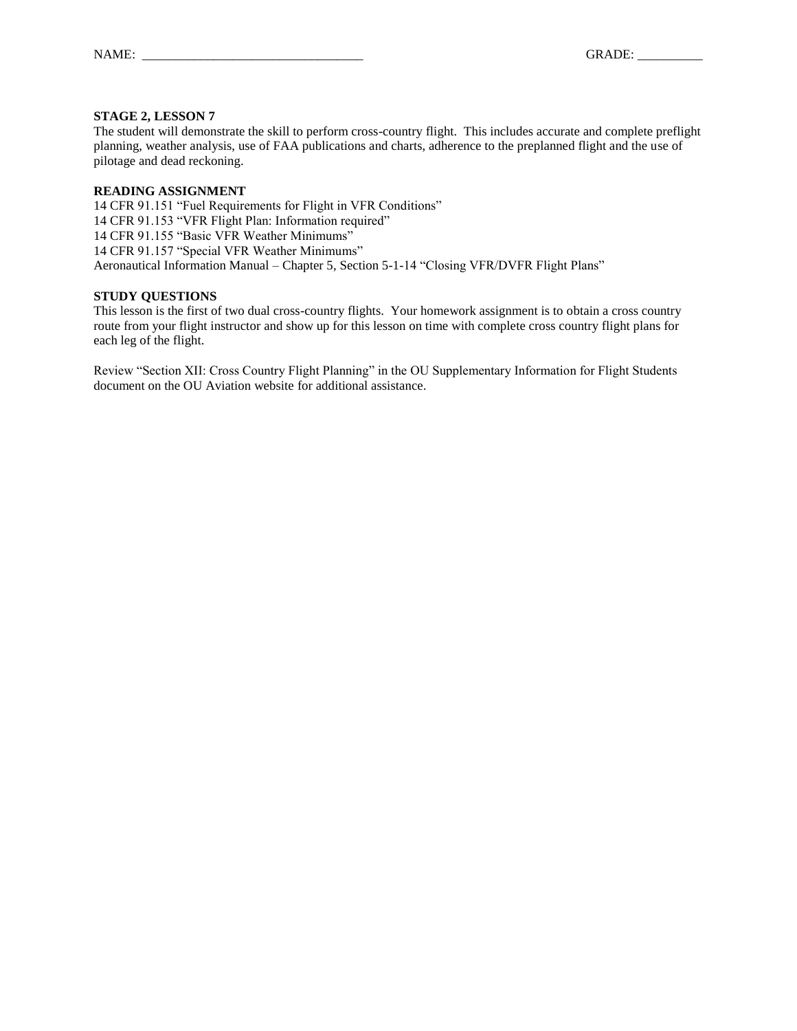NAME: ________________________________ GRADE: __________

**STAGE 2, LESSON 7**

The student will demonstrate the skill to perform cross-country flight. This includes accurate and complete preflight planning, weather analysis, use of FAA publications and charts, adherence to the preplanned flight and the use of pilotage and dead reckoning.

**READING ASSIGNMENT**

14 CFR 91.151 "Fuel Requirements for Flight in VFR Conditions"
14 CFR 91.153 "VFR Flight Plan: Information required"
14 CFR 91.155 "Basic VFR Weather Minimums"
14 CFR 91.157 "Special VFR Weather Minimums"
Aeronautical Information Manual – Chapter 5, Section 5-1-14 "Closing VFR/DVFR Flight Plans"

**STUDY QUESTIONS**

This lesson is the first of two dual cross-country flights. Your homework assignment is to obtain a cross country route from your flight instructor and show up for this lesson on time with complete cross country flight plans for each leg of the flight.

Review "Section XII: Cross Country Flight Planning" in the OU Supplementary Information for Flight Students document on the OU Aviation website for additional assistance.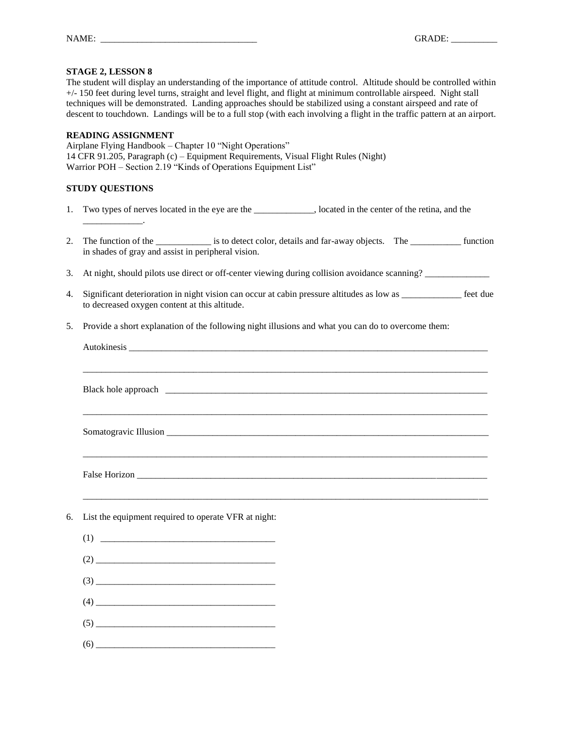NAME: _________________________________ GRADE: __________

**STAGE 2, LESSON 8**

The student will display an understanding of the importance of attitude control. Altitude should be controlled within +/- 150 feet during level turns, straight and level flight, and flight at minimum controllable airspeed. Night stall techniques will be demonstrated. Landing approaches should be stabilized using a constant airspeed and rate of descent to touchdown. Landings will be to a full stop (with each involving a flight in the traffic pattern at an airport.

**READING ASSIGNMENT**

Airplane Flying Handbook – Chapter 10 "Night Operations"
14 CFR 91.205, Paragraph (c) – Equipment Requirements, Visual Flight Rules (Night)
Warrior POH – Section 2.19 "Kinds of Operations Equipment List"

**STUDY QUESTIONS**

1. Two types of nerves located in the eye are the _____________, located in the center of the retina, and the _____________.

2. The function of the ____________ is to detect color, details and far-away objects. The ___________ function in shades of gray and assist in peripheral vision.

3. At night, should pilots use direct or off-center viewing during collision avoidance scanning? ______________

4. Significant deterioration in night vision can occur at cabin pressure altitudes as low as _____________ feet due to decreased oxygen content at this altitude.

5. Provide a short explanation of the following night illusions and what you can do to overcome them:

   Autokinesis ___________________________________________________________________________

   ______________________________________________________________________________________

   Black hole approach ____________________________________________________________________

   ______________________________________________________________________________________

   Somatogravic Illusion __________________________________________________________________

   ______________________________________________________________________________________

   False Horizon _________________________________________________________________________

   ______________________________________________________________________________________

6. List the equipment required to operate VFR at night:

   (1) ______________________________________

   (2) ______________________________________

   (3) ______________________________________

   (4) ______________________________________

   (5) ______________________________________

   (6) ______________________________________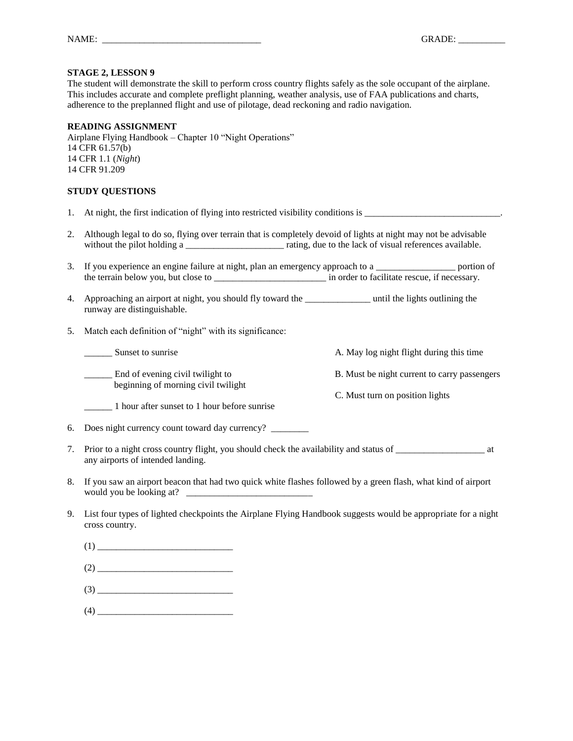NAME: _________________________________ GRADE: __________

**STAGE 2, LESSON 9**

The student will demonstrate the skill to perform cross country flights safely as the sole occupant of the airplane. This includes accurate and complete preflight planning, weather analysis, use of FAA publications and charts, adherence to the preplanned flight and use of pilotage, dead reckoning and radio navigation.

**READING ASSIGNMENT**

Airplane Flying Handbook – Chapter 10 "Night Operations"
14 CFR 61.57(b)
14 CFR 1.1 (*Night*)
14 CFR 91.209

**STUDY QUESTIONS**

1. At night, the first indication of flying into restricted visibility conditions is _____________________________.

2. Although legal to do so, flying over terrain that is completely devoid of lights at night may not be advisable without the pilot holding a _____________________ rating, due to the lack of visual references available.

3. If you experience an engine failure at night, plan an emergency approach to a ________________ portion of the terrain below you, but close to ________________________ in order to facilitate rescue, if necessary.

4. Approaching an airport at night, you should fly toward the ______________ until the lights outlining the runway are distinguishable.

5. Match each definition of "night" with its significance:

   ______ Sunset to sunrise

   ______ End of evening civil twilight to beginning of morning civil twilight

   ______ 1 hour after sunset to 1 hour before sunrise

   A. May log night flight during this time

   B. Must be night current to carry passengers

   C. Must turn on position lights

6. Does night currency count toward day currency? ________

7. Prior to a night cross country flight, you should check the availability and status of ___________________ at any airports of intended landing.

8. If you saw an airport beacon that had two quick white flashes followed by a green flash, what kind of airport would you be looking at? ___________________________

9. List four types of lighted checkpoints the Airplane Flying Handbook suggests would be appropriate for a night cross country.

   (1) _____________________________

   (2) _____________________________

   (3) _____________________________

   (4) _____________________________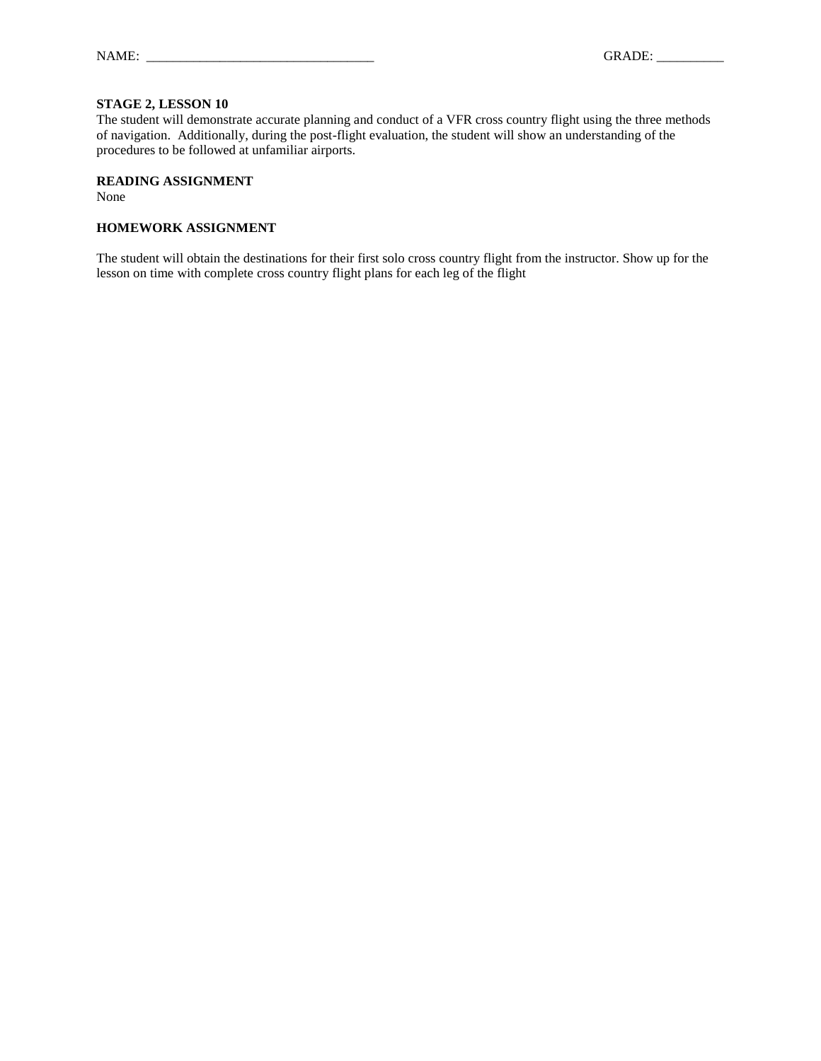NAME: ___________________________________ GRADE: __________

**STAGE 2, LESSON 10**
The student will demonstrate accurate planning and conduct of a VFR cross country flight using the three methods of navigation. Additionally, during the post-flight evaluation, the student will show an understanding of the procedures to be followed at unfamiliar airports.

**READING ASSIGNMENT**
None

**HOMEWORK ASSIGNMENT**

The student will obtain the destinations for their first solo cross country flight from the instructor. Show up for the lesson on time with complete cross country flight plans for each leg of the flight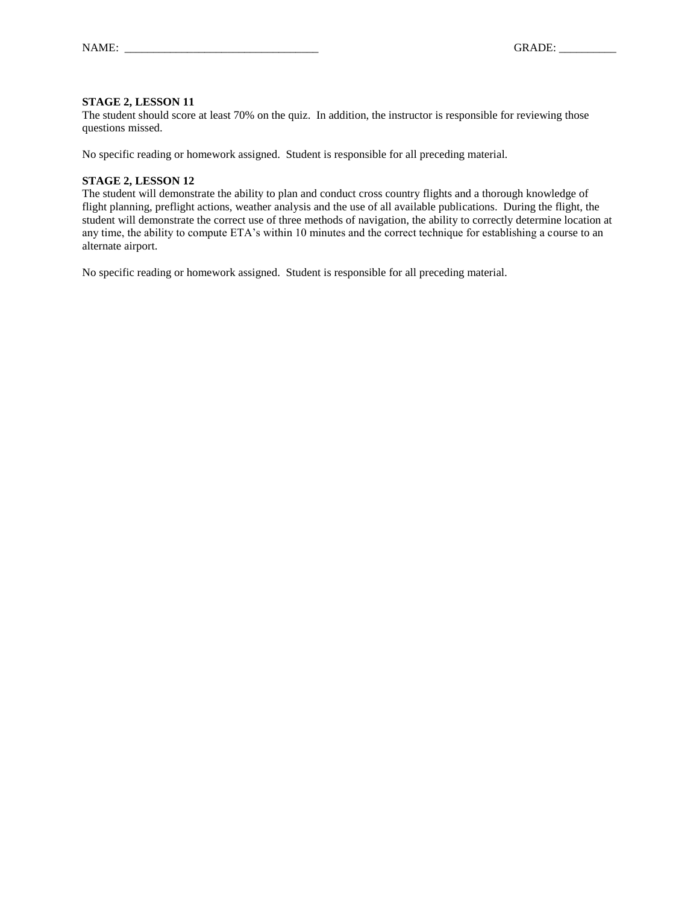NAME: \_\_\_\_\_\_\_\_\_\_\_\_\_\_\_\_\_\_\_\_\_\_\_\_\_\_\_\_\_\_\_\_\_\_ GRADE: \_\_\_\_\_\_\_\_\_\_

**STAGE 2, LESSON 11**
The student should score at least 70% on the quiz. In addition, the instructor is responsible for reviewing those questions missed.

No specific reading or homework assigned. Student is responsible for all preceding material.

**STAGE 2, LESSON 12**
The student will demonstrate the ability to plan and conduct cross country flights and a thorough knowledge of flight planning, preflight actions, weather analysis and the use of all available publications. During the flight, the student will demonstrate the correct use of three methods of navigation, the ability to correctly determine location at any time, the ability to compute ETA's within 10 minutes and the correct technique for establishing a course to an alternate airport.

No specific reading or homework assigned. Student is responsible for all preceding material.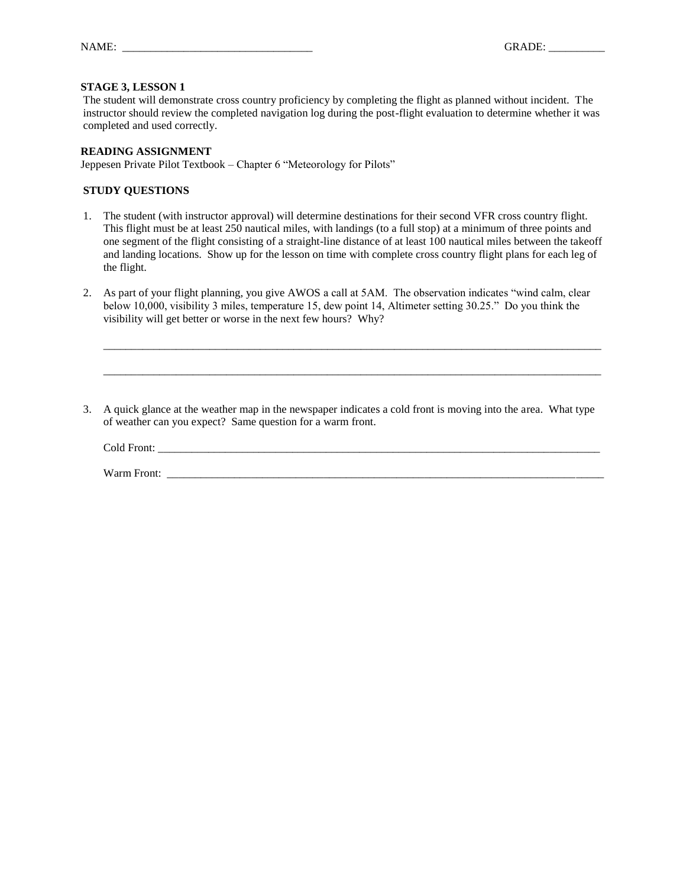NAME: _________________________________ GRADE: __________

**STAGE 3, LESSON 1**

The student will demonstrate cross country proficiency by completing the flight as planned without incident. The instructor should review the completed navigation log during the post-flight evaluation to determine whether it was completed and used correctly.

**READING ASSIGNMENT**

Jeppesen Private Pilot Textbook – Chapter 6 "Meteorology for Pilots"

**STUDY QUESTIONS**

1. The student (with instructor approval) will determine destinations for their second VFR cross country flight. This flight must be at least 250 nautical miles, with landings (to a full stop) at a minimum of three points and one segment of the flight consisting of a straight-line distance of at least 100 nautical miles between the takeoff and landing locations. Show up for the lesson on time with complete cross country flight plans for each leg of the flight.

2. As part of your flight planning, you give AWOS a call at 5AM. The observation indicates "wind calm, clear below 10,000, visibility 3 miles, temperature 15, dew point 14, Altimeter setting 30.25." Do you think the visibility will get better or worse in the next few hours? Why?

   ______________________________________________________________________________

   ______________________________________________________________________________

3. A quick glance at the weather map in the newspaper indicates a cold front is moving into the area. What type of weather can you expect? Same question for a warm front.

   Cold Front: ____________________________________________________________________

   Warm Front: ___________________________________________________________________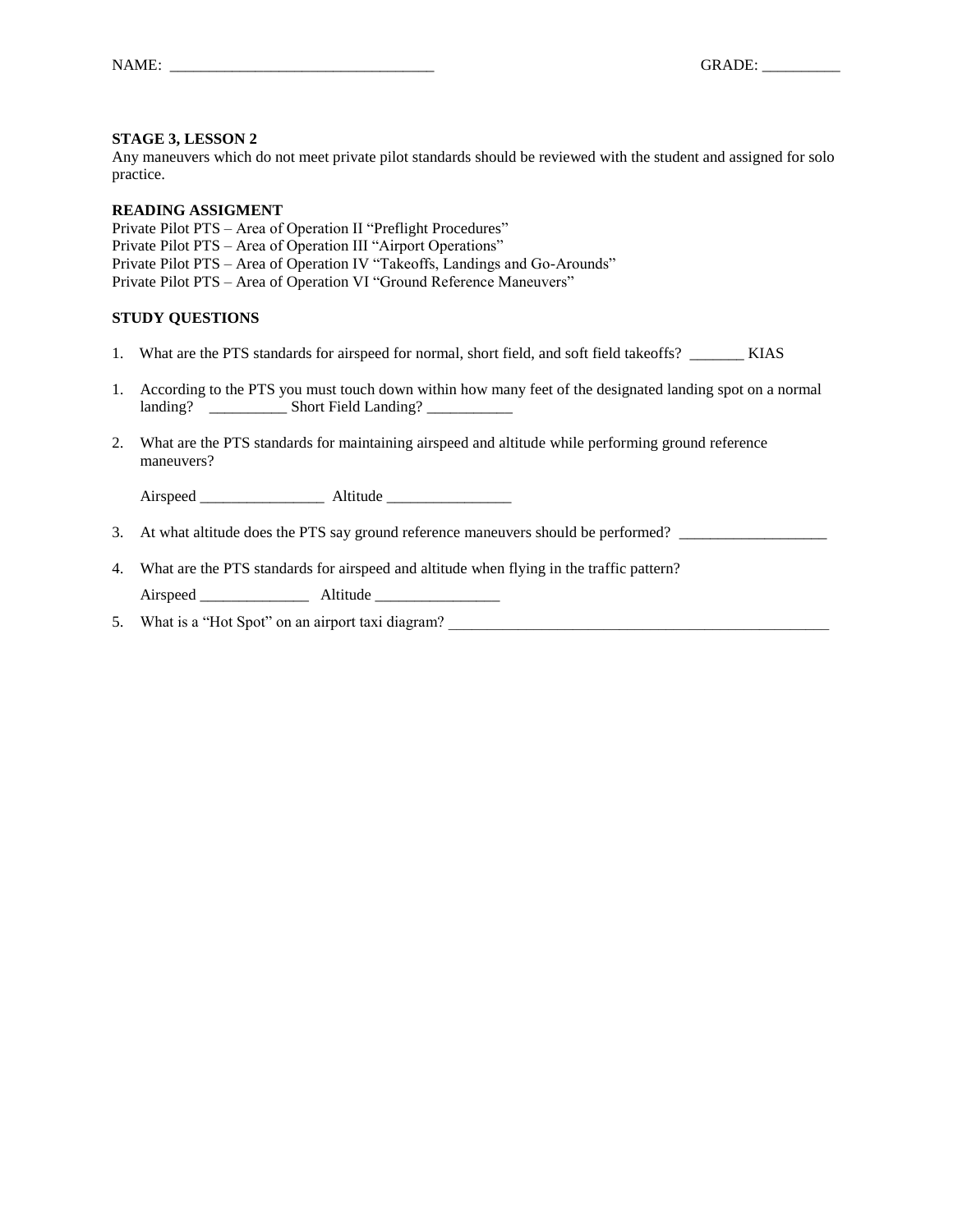NAME: ___________________________________ GRADE: __________

**STAGE 3, LESSON 2**
Any maneuvers which do not meet private pilot standards should be reviewed with the student and assigned for solo practice.

**READING ASSIGMENT**
Private Pilot PTS – Area of Operation II "Preflight Procedures"
Private Pilot PTS – Area of Operation III "Airport Operations"
Private Pilot PTS – Area of Operation IV "Takeoffs, Landings and Go-Arounds"
Private Pilot PTS – Area of Operation VI "Ground Reference Maneuvers"

**STUDY QUESTIONS**

1. What are the PTS standards for airspeed for normal, short field, and soft field takeoffs? _______ KIAS

1. According to the PTS you must touch down within how many feet of the designated landing spot on a normal landing? __________ Short Field Landing? ___________

2. What are the PTS standards for maintaining airspeed and altitude while performing ground reference maneuvers?

   Airspeed ________________ Altitude ________________

3. At what altitude does the PTS say ground reference maneuvers should be performed? ___________________

4. What are the PTS standards for airspeed and altitude when flying in the traffic pattern?

   Airspeed ______________ Altitude ________________

5. What is a "Hot Spot" on an airport taxi diagram? __________________________________________________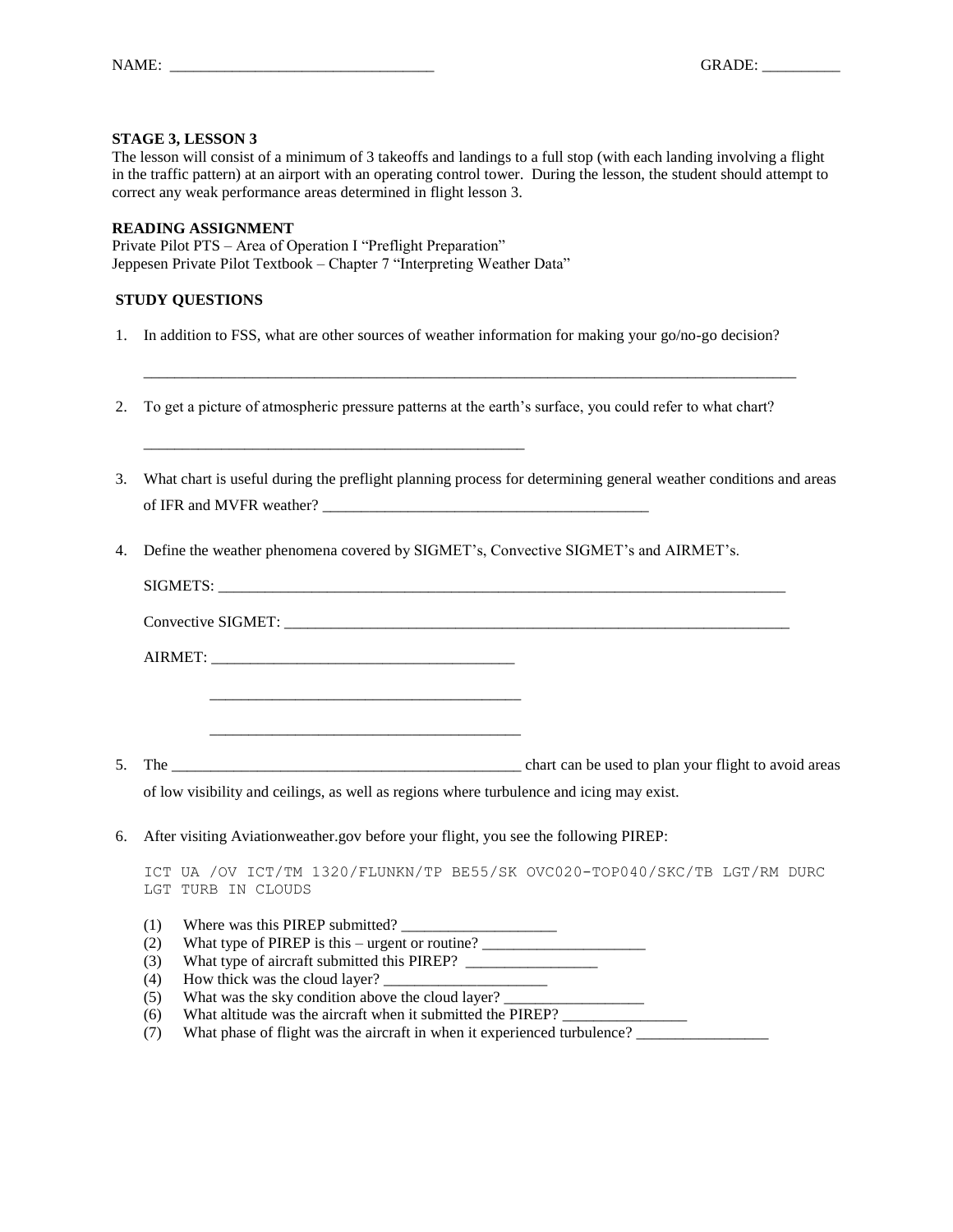NAME: ________________________________ GRADE: __________

**STAGE 3, LESSON 3**

The lesson will consist of a minimum of 3 takeoffs and landings to a full stop (with each landing involving a flight in the traffic pattern) at an airport with an operating control tower. During the lesson, the student should attempt to correct any weak performance areas determined in flight lesson 3.

**READING ASSIGNMENT**

Private Pilot PTS – Area of Operation I "Preflight Preparation"
Jeppesen Private Pilot Textbook – Chapter 7 "Interpreting Weather Data"

**STUDY QUESTIONS**

1. In addition to FSS, what are other sources of weather information for making your go/no-go decision?

   ____________________________________________________________________________________

2. To get a picture of atmospheric pressure patterns at the earth's surface, you could refer to what chart?

   __________________________________________________

3. What chart is useful during the preflight planning process for determining general weather conditions and areas of IFR and MVFR weather? ___________________________________________

4. Define the weather phenomena covered by SIGMET's, Convective SIGMET's and AIRMET's.

   SIGMETS: ________________________________________________________________________

   Convective SIGMET: ______________________________________________________________

   AIRMET: ________________________________________

   ________________________________________

   ________________________________________

5. The ______________________________________________ chart can be used to plan your flight to avoid areas of low visibility and ceilings, as well as regions where turbulence and icing may exist.

6. After visiting Aviationweather.gov before your flight, you see the following PIREP:

   ```
   ICT UA /OV ICT/TM 1320/FLUNKN/TP BE55/SK OVC020-TOP040/SKC/TB LGT/RM DURC
   LGT TURB IN CLOUDS
   ```

   (1) Where was this PIREP submitted? ____________________
   (2) What type of PIREP is this – urgent or routine? _____________________
   (3) What type of aircraft submitted this PIREP? ________________
   (4) How thick was the cloud layer? _____________________
   (5) What was the sky condition above the cloud layer? __________________
   (6) What altitude was the aircraft when it submitted the PIREP? ________________
   (7) What phase of flight was the aircraft in when it experienced turbulence? _________________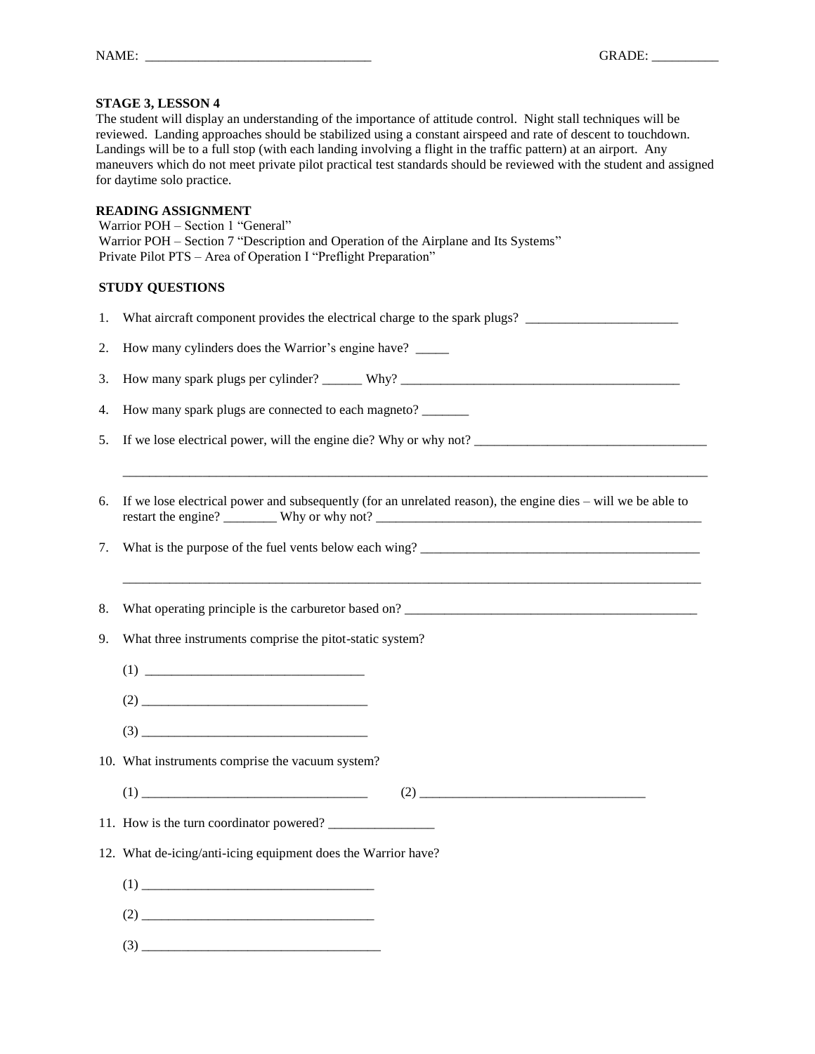NAME: _________________________________ GRADE: __________

**STAGE 3, LESSON 4**

The student will display an understanding of the importance of attitude control. Night stall techniques will be reviewed. Landing approaches should be stabilized using a constant airspeed and rate of descent to touchdown. Landings will be to a full stop (with each landing involving a flight in the traffic pattern) at an airport. Any maneuvers which do not meet private pilot practical test standards should be reviewed with the student and assigned for daytime solo practice.

**READING ASSIGNMENT**

Warrior POH – Section 1 "General"
Warrior POH – Section 7 "Description and Operation of the Airplane and Its Systems"
Private Pilot PTS – Area of Operation I "Preflight Preparation"

**STUDY QUESTIONS**

1. What aircraft component provides the electrical charge to the spark plugs? _______________________

2. How many cylinders does the Warrior's engine have? _____

3. How many spark plugs per cylinder? ______ Why? ___________________________________________

4. How many spark plugs are connected to each magneto? _______

5. If we lose electrical power, will the engine die? Why or why not? ___________________________________

   _____________________________________________________________________________________________

6. If we lose electrical power and subsequently (for an unrelated reason), the engine dies – will we be able to restart the engine? ________ Why or why not? ___________________________________________________

7. What is the purpose of the fuel vents below each wing? ___________________________________________

   _____________________________________________________________________________________________

8. What operating principle is the carburetor based on? _____________________________________________

9. What three instruments comprise the pitot-static system?

   (1) _________________________________

   (2) __________________________________

   (3) __________________________________

10. What instruments comprise the vacuum system?

    (1) __________________________________ (2) __________________________________

11. How is the turn coordinator powered? ________________

12. What de-icing/anti-icing equipment does the Warrior have?

    (1) ___________________________________

    (2) ___________________________________

    (3) ____________________________________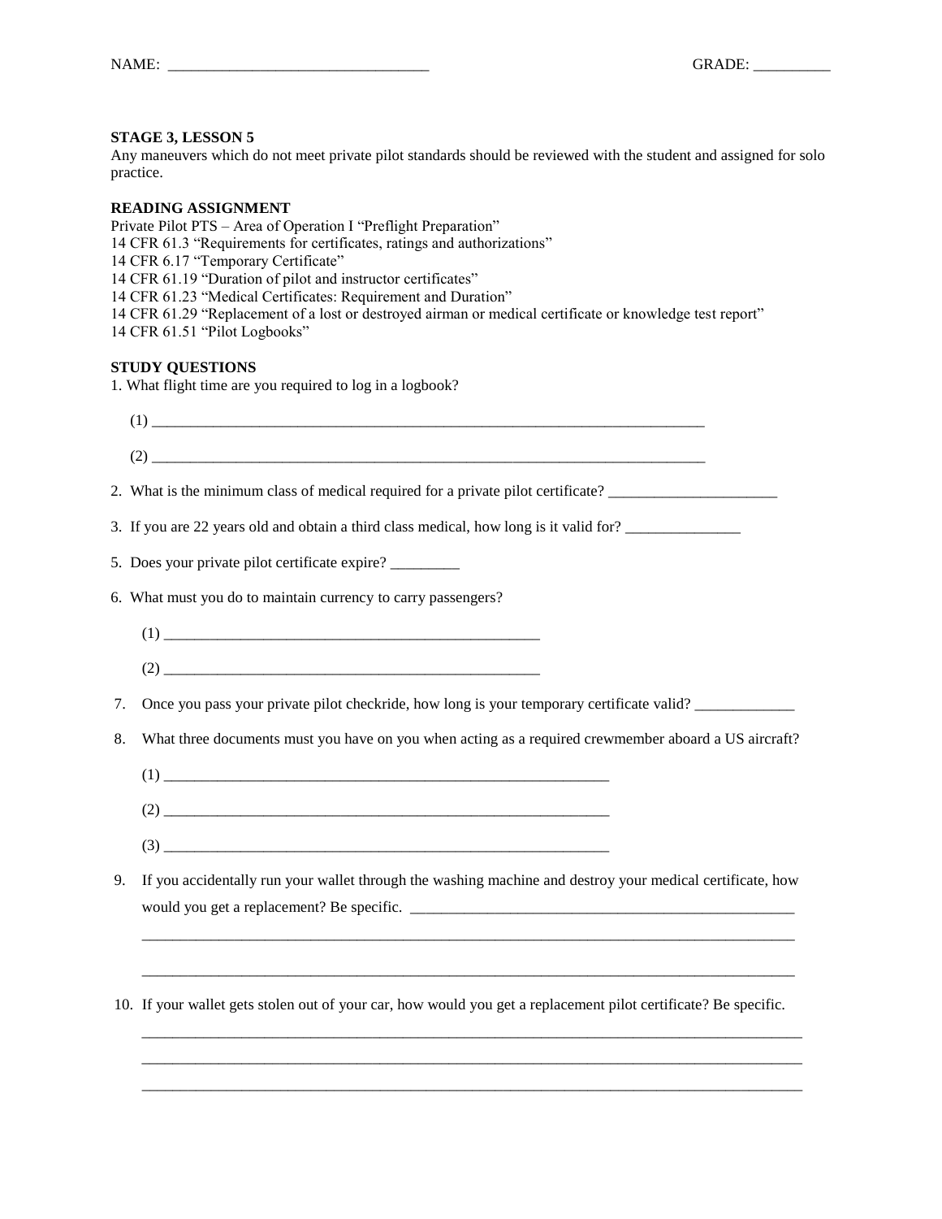NAME: ________________________________ GRADE: __________

**STAGE 3, LESSON 5**

Any maneuvers which do not meet private pilot standards should be reviewed with the student and assigned for solo practice.

**READING ASSIGNMENT**

Private Pilot PTS – Area of Operation I "Preflight Preparation"
14 CFR 61.3 "Requirements for certificates, ratings and authorizations"
14 CFR 6.17 "Temporary Certificate"
14 CFR 61.19 "Duration of pilot and instructor certificates"
14 CFR 61.23 "Medical Certificates: Requirement and Duration"
14 CFR 61.29 "Replacement of a lost or destroyed airman or medical certificate or knowledge test report"
14 CFR 61.51 "Pilot Logbooks"

**STUDY QUESTIONS**

1. What flight time are you required to log in a logbook?

   (1) ____________________________________________________________________________

   (2) ____________________________________________________________________________

2. What is the minimum class of medical required for a private pilot certificate? ______________________

3. If you are 22 years old and obtain a third class medical, how long is it valid for? _______________

5. Does your private pilot certificate expire? _________

6. What must you do to maintain currency to carry passengers?

   (1) __________________________________________________

   (2) __________________________________________________

7. Once you pass your private pilot checkride, how long is your temporary certificate valid? _____________

8. What three documents must you have on you when acting as a required crewmember aboard a US aircraft?

   (1) ____________________________________________________________

   (2) ____________________________________________________________

   (3) ____________________________________________________________

9. If you accidentally run your wallet through the washing machine and destroy your medical certificate, how would you get a replacement? Be specific. ____________________________________________________

   ________________________________________________________________________________________

   ________________________________________________________________________________________

10. If your wallet gets stolen out of your car, how would you get a replacement pilot certificate? Be specific.

    ________________________________________________________________________________________

    ________________________________________________________________________________________

    ________________________________________________________________________________________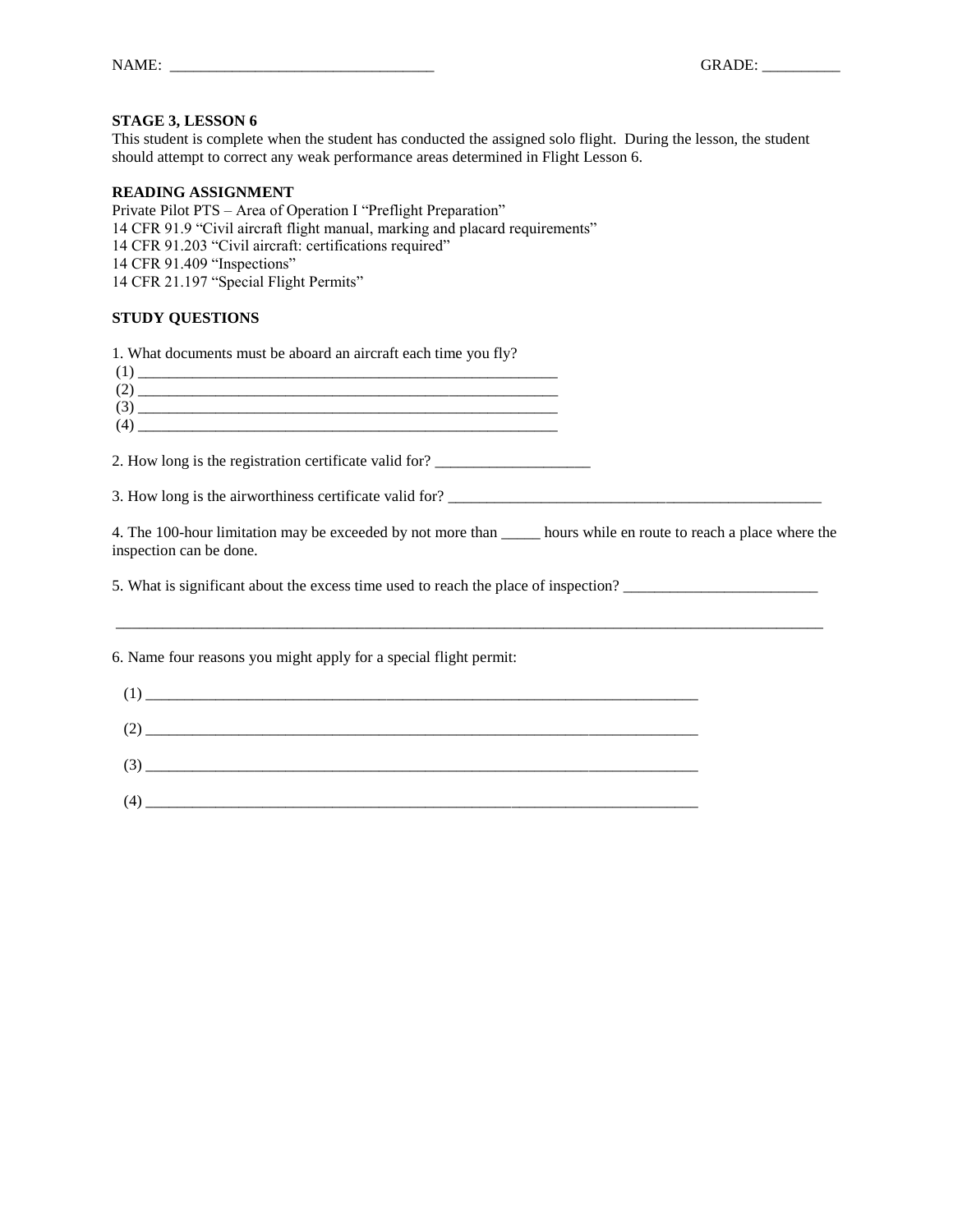NAME: _________________________________ GRADE: __________

**STAGE 3, LESSON 6**

This student is complete when the student has conducted the assigned solo flight. During the lesson, the student should attempt to correct any weak performance areas determined in Flight Lesson 6.

**READING ASSIGNMENT**

Private Pilot PTS – Area of Operation I "Preflight Preparation"
14 CFR 91.9 "Civil aircraft flight manual, marking and placard requirements"
14 CFR 91.203 "Civil aircraft: certifications required"
14 CFR 91.409 "Inspections"
14 CFR 21.197 "Special Flight Permits"

**STUDY QUESTIONS**

1. What documents must be aboard an aircraft each time you fly?
(1) ________________________________________________________
(2) ________________________________________________________
(3) ________________________________________________________
(4) ________________________________________________________

2. How long is the registration certificate valid for? ____________________

3. How long is the airworthiness certificate valid for? __________________________________________________

4. The 100-hour limitation may be exceeded by not more than _____ hours while en route to reach a place where the inspection can be done.

5. What is significant about the excess time used to reach the place of inspection? _________________________

_______________________________________________________________________________________________

6. Name four reasons you might apply for a special flight permit:

(1) ____________________________________________________________________________

(2) ____________________________________________________________________________

(3) ____________________________________________________________________________

(4) ____________________________________________________________________________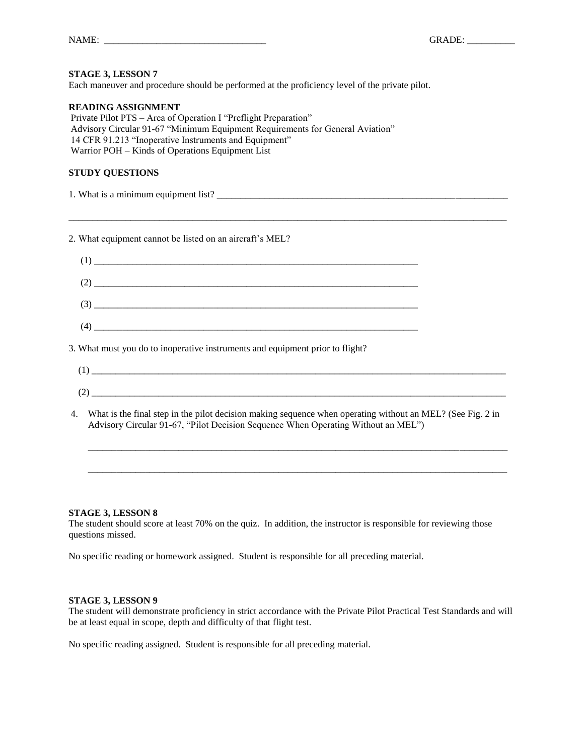NAME: _________________________________ GRADE: __________

**STAGE 3, LESSON 7**

Each maneuver and procedure should be performed at the proficiency level of the private pilot.

**READING ASSIGNMENT**

Private Pilot PTS – Area of Operation I "Preflight Preparation"
Advisory Circular 91-67 "Minimum Equipment Requirements for General Aviation"
14 CFR 91.213 "Inoperative Instruments and Equipment"
Warrior POH – Kinds of Operations Equipment List

**STUDY QUESTIONS**

1. What is a minimum equipment list? ________________________________________________________________

_____________________________________________________________________________________________

2. What equipment cannot be listed on an aircraft's MEL?

   (1) ______________________________________________________________________

   (2) ______________________________________________________________________

   (3) ______________________________________________________________________

   (4) ______________________________________________________________________

3. What must you do to inoperative instruments and equipment prior to flight?

   (1) ____________________________________________________________________________________________

   (2) ____________________________________________________________________________________________

4. What is the final step in the pilot decision making sequence when operating without an MEL? (See Fig. 2 in Advisory Circular 91-67, "Pilot Decision Sequence When Operating Without an MEL")

   _____________________________________________________________________________________________

   _____________________________________________________________________________________________

**STAGE 3, LESSON 8**

The student should score at least 70% on the quiz. In addition, the instructor is responsible for reviewing those questions missed.

No specific reading or homework assigned. Student is responsible for all preceding material.

**STAGE 3, LESSON 9**

The student will demonstrate proficiency in strict accordance with the Private Pilot Practical Test Standards and will be at least equal in scope, depth and difficulty of that flight test.

No specific reading assigned. Student is responsible for all preceding material.